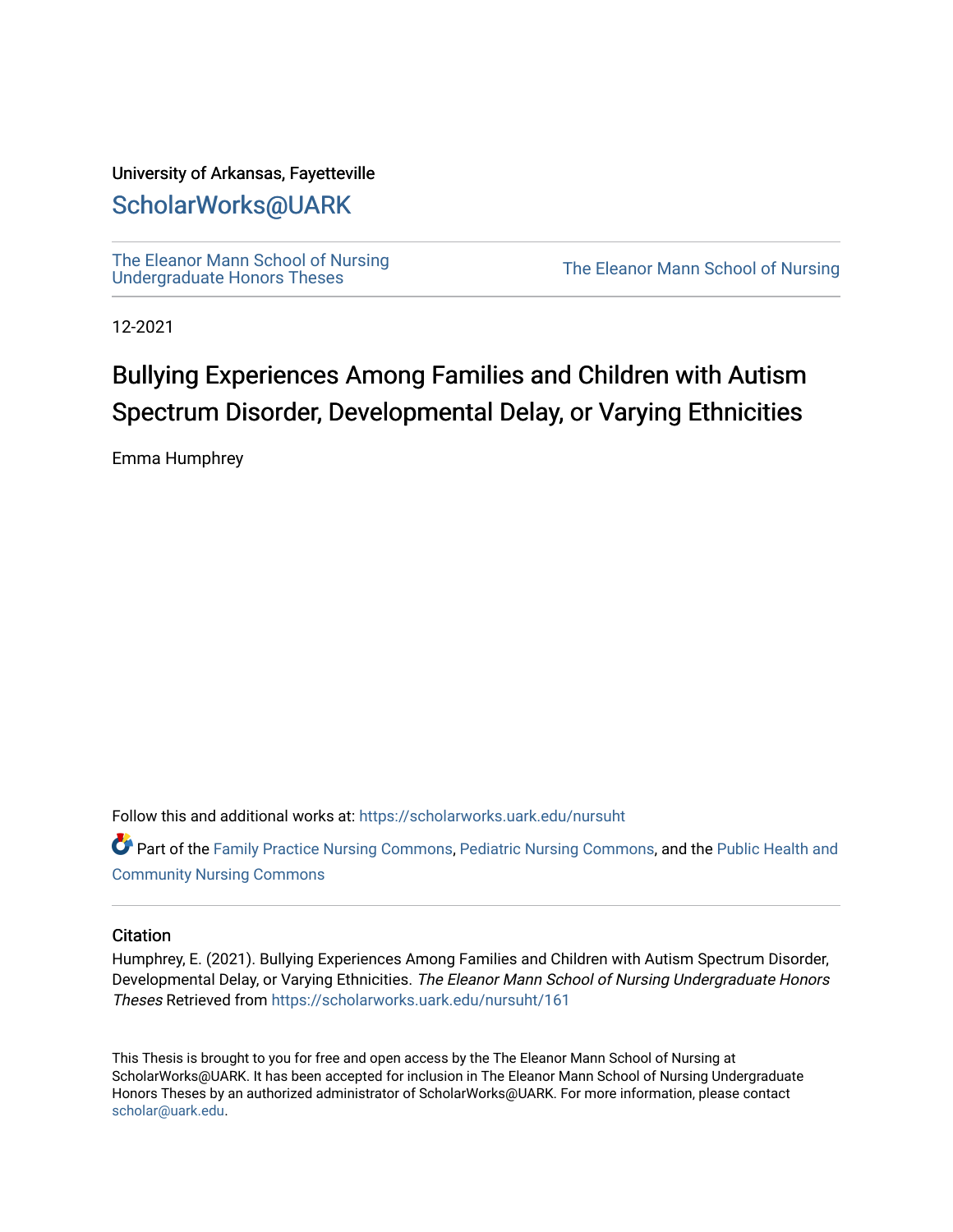University of Arkansas, Fayetteville

# ScholarWorks@UARK

The Eleanor Mann School of Nursing Undergraduate Honors Theses

The Eleanor Mann School of Nursing

12-2021

# Bullying Experiences Among Families and Children with Autism Spectrum Disorder, Developmental Delay, or Varying Ethnicities

Emma Humphrey

Follow this and additional works at: https://scholarworks.uark.edu/nursuht

Part of the Family Practice Nursing Commons, Pediatric Nursing Commons, and the Public Health and Community Nursing Commons

## Citation

Humphrey, E. (2021). Bullying Experiences Among Families and Children with Autism Spectrum Disorder, Developmental Delay, or Varying Ethnicities. *The Eleanor Mann School of Nursing Undergraduate Honors Theses* Retrieved from https://scholarworks.uark.edu/nursuht/161

This Thesis is brought to you for free and open access by the The Eleanor Mann School of Nursing at ScholarWorks@UARK. It has been accepted for inclusion in The Eleanor Mann School of Nursing Undergraduate Honors Theses by an authorized administrator of ScholarWorks@UARK. For more information, please contact scholar@uark.edu.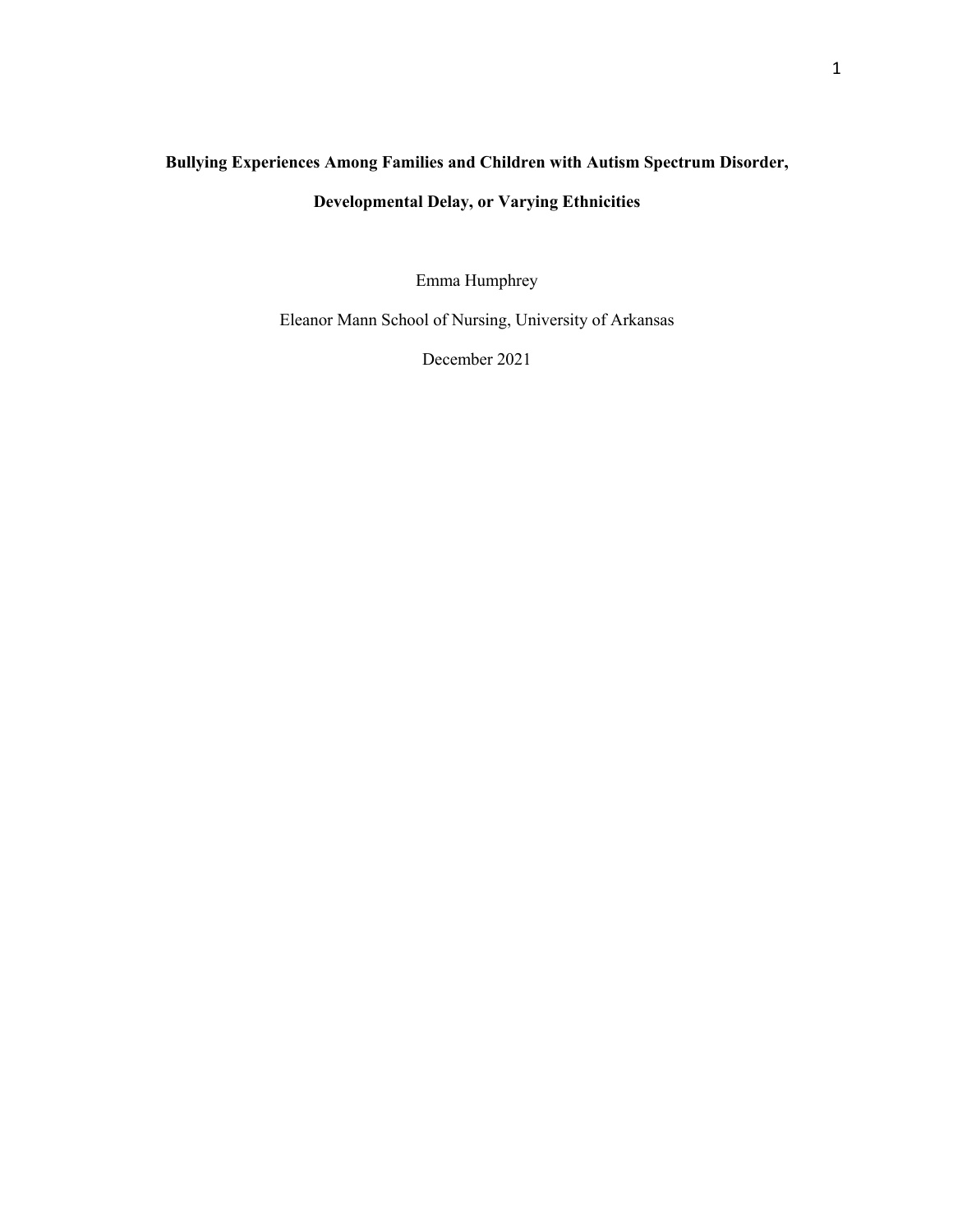# Bullying Experiences Among Families and Children with Autism Spectrum Disorder, Developmental Delay, or Varying Ethnicities

Emma Humphrey

Eleanor Mann School of Nursing, University of Arkansas

December 2021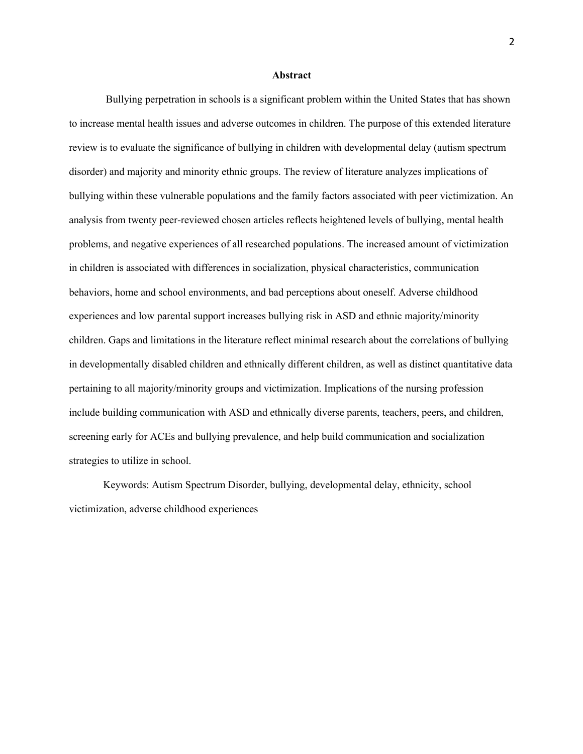# Abstract

Bullying perpetration in schools is a significant problem within the United States that has shown to increase mental health issues and adverse outcomes in children. The purpose of this extended literature review is to evaluate the significance of bullying in children with developmental delay (autism spectrum disorder) and majority and minority ethnic groups. The review of literature analyzes implications of bullying within these vulnerable populations and the family factors associated with peer victimization. An analysis from twenty peer-reviewed chosen articles reflects heightened levels of bullying, mental health problems, and negative experiences of all researched populations. The increased amount of victimization in children is associated with differences in socialization, physical characteristics, communication behaviors, home and school environments, and bad perceptions about oneself. Adverse childhood experiences and low parental support increases bullying risk in ASD and ethnic majority/minority children. Gaps and limitations in the literature reflect minimal research about the correlations of bullying in developmentally disabled children and ethnically different children, as well as distinct quantitative data pertaining to all majority/minority groups and victimization. Implications of the nursing profession include building communication with ASD and ethnically diverse parents, teachers, peers, and children, screening early for ACEs and bullying prevalence, and help build communication and socialization strategies to utilize in school.

Keywords: Autism Spectrum Disorder, bullying, developmental delay, ethnicity, school victimization, adverse childhood experiences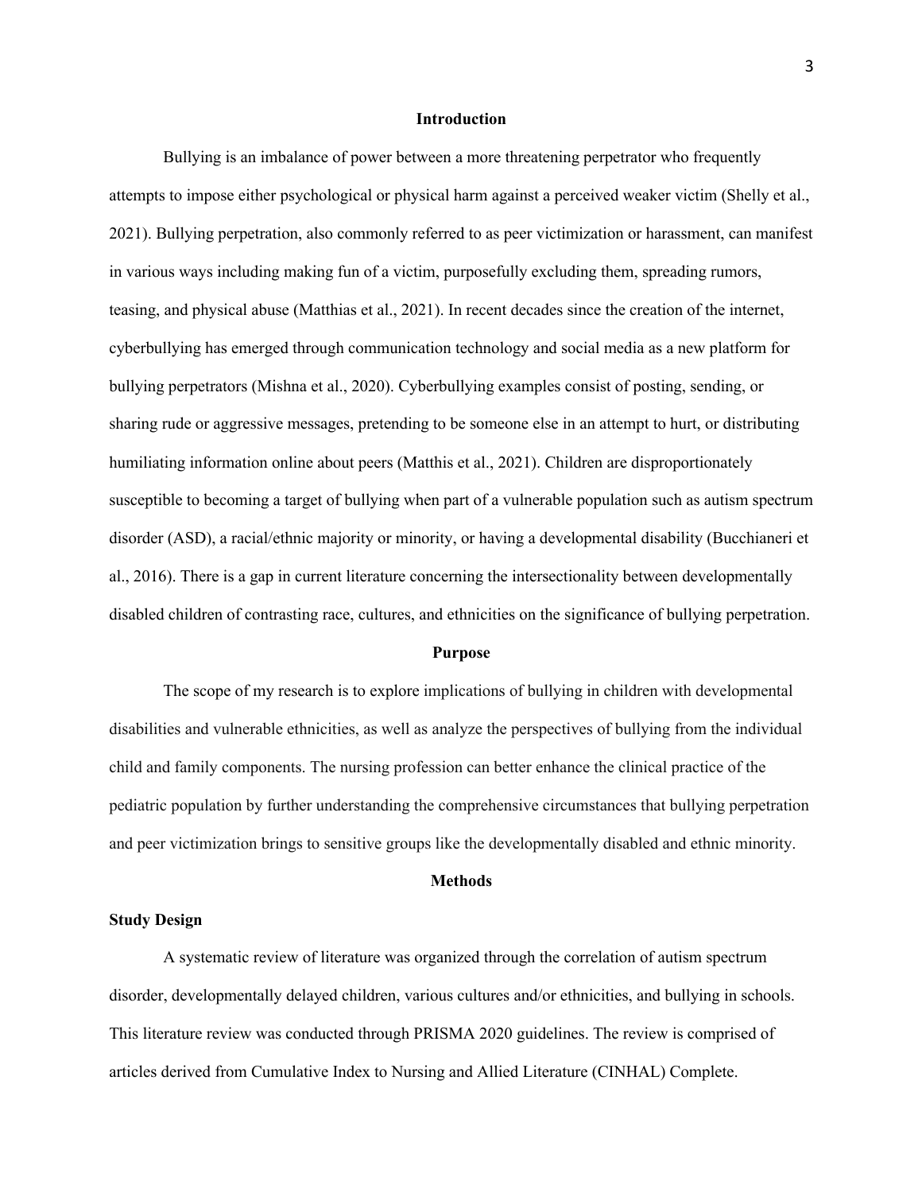## Introduction

Bullying is an imbalance of power between a more threatening perpetrator who frequently attempts to impose either psychological or physical harm against a perceived weaker victim (Shelly et al., 2021). Bullying perpetration, also commonly referred to as peer victimization or harassment, can manifest in various ways including making fun of a victim, purposefully excluding them, spreading rumors, teasing, and physical abuse (Matthias et al., 2021). In recent decades since the creation of the internet, cyberbullying has emerged through communication technology and social media as a new platform for bullying perpetrators (Mishna et al., 2020). Cyberbullying examples consist of posting, sending, or sharing rude or aggressive messages, pretending to be someone else in an attempt to hurt, or distributing humiliating information online about peers (Matthis et al., 2021). Children are disproportionately susceptible to becoming a target of bullying when part of a vulnerable population such as autism spectrum disorder (ASD), a racial/ethnic majority or minority, or having a developmental disability (Bucchianeri et al., 2016). There is a gap in current literature concerning the intersectionality between developmentally disabled children of contrasting race, cultures, and ethnicities on the significance of bullying perpetration.

## Purpose

The scope of my research is to explore implications of bullying in children with developmental disabilities and vulnerable ethnicities, as well as analyze the perspectives of bullying from the individual child and family components. The nursing profession can better enhance the clinical practice of the pediatric population by further understanding the comprehensive circumstances that bullying perpetration and peer victimization brings to sensitive groups like the developmentally disabled and ethnic minority.

## Methods

### Study Design

A systematic review of literature was organized through the correlation of autism spectrum disorder, developmentally delayed children, various cultures and/or ethnicities, and bullying in schools. This literature review was conducted through PRISMA 2020 guidelines. The review is comprised of articles derived from Cumulative Index to Nursing and Allied Literature (CINHAL) Complete.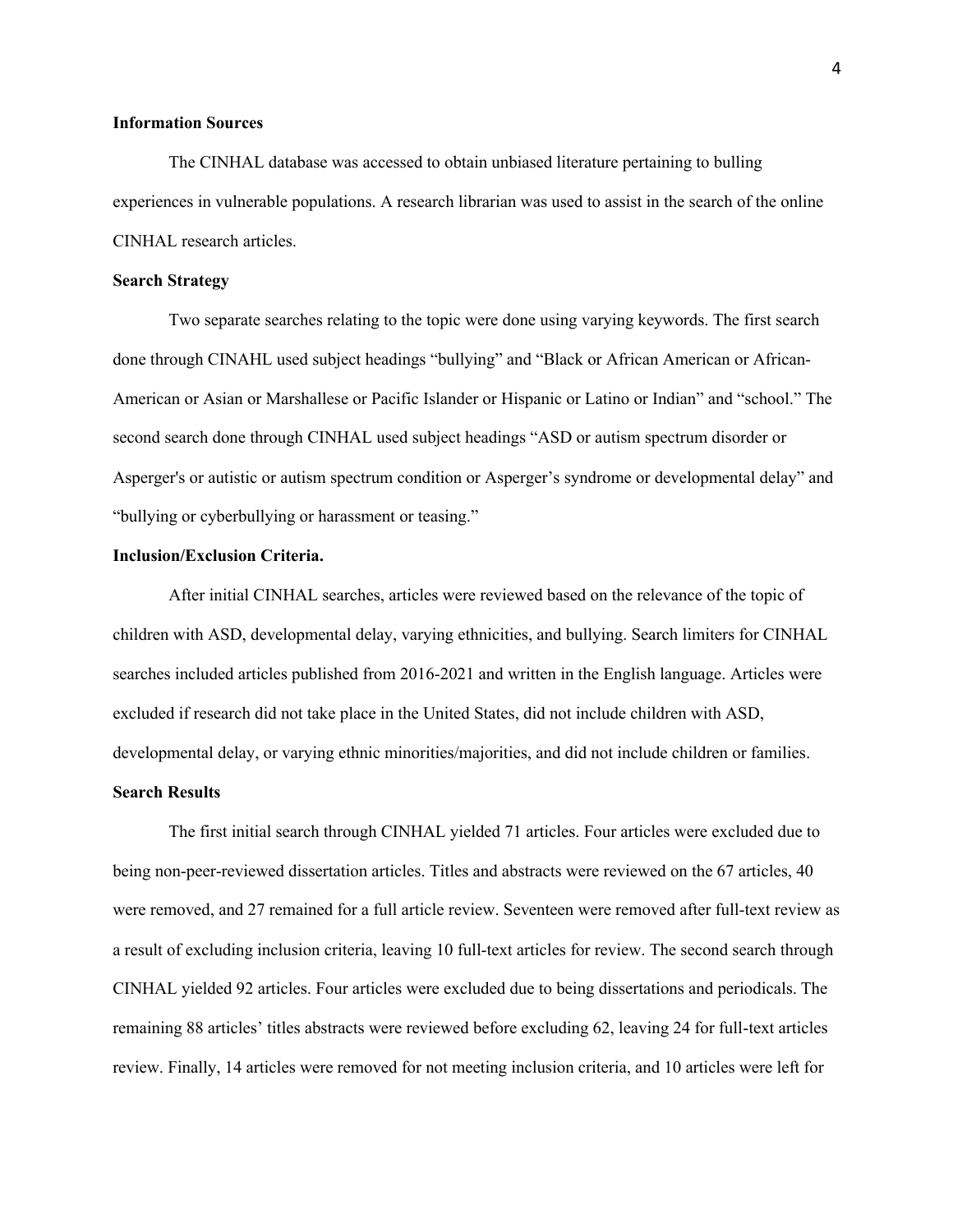**Information Sources**

The CINHAL database was accessed to obtain unbiased literature pertaining to bulling experiences in vulnerable populations. A research librarian was used to assist in the search of the online CINHAL research articles.

**Search Strategy**

Two separate searches relating to the topic were done using varying keywords. The first search done through CINAHL used subject headings "bullying" and "Black or African American or African-American or Asian or Marshallese or Pacific Islander or Hispanic or Latino or Indian" and "school." The second search done through CINHAL used subject headings "ASD or autism spectrum disorder or Asperger's or autistic or autism spectrum condition or Asperger's syndrome or developmental delay" and "bullying or cyberbullying or harassment or teasing."

**Inclusion/Exclusion Criteria.**

After initial CINHAL searches, articles were reviewed based on the relevance of the topic of children with ASD, developmental delay, varying ethnicities, and bullying. Search limiters for CINHAL searches included articles published from 2016-2021 and written in the English language. Articles were excluded if research did not take place in the United States, did not include children with ASD, developmental delay, or varying ethnic minorities/majorities, and did not include children or families.

**Search Results**

The first initial search through CINHAL yielded 71 articles. Four articles were excluded due to being non-peer-reviewed dissertation articles. Titles and abstracts were reviewed on the 67 articles, 40 were removed, and 27 remained for a full article review. Seventeen were removed after full-text review as a result of excluding inclusion criteria, leaving 10 full-text articles for review. The second search through CINHAL yielded 92 articles. Four articles were excluded due to being dissertations and periodicals. The remaining 88 articles' titles abstracts were reviewed before excluding 62, leaving 24 for full-text articles review. Finally, 14 articles were removed for not meeting inclusion criteria, and 10 articles were left for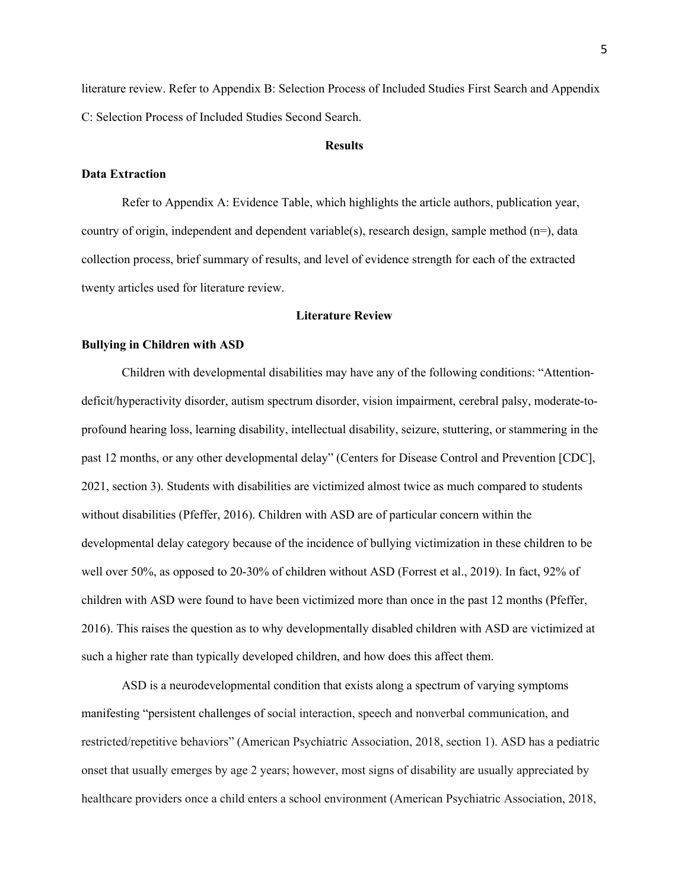literature review. Refer to Appendix B: Selection Process of Included Studies First Search and Appendix C: Selection Process of Included Studies Second Search.

## Results

### Data Extraction

Refer to Appendix A: Evidence Table, which highlights the article authors, publication year, country of origin, independent and dependent variable(s), research design, sample method (n=), data collection process, brief summary of results, and level of evidence strength for each of the extracted twenty articles used for literature review.

## Literature Review

### Bullying in Children with ASD

Children with developmental disabilities may have any of the following conditions: "Attention-deficit/hyperactivity disorder, autism spectrum disorder, vision impairment, cerebral palsy, moderate-to-profound hearing loss, learning disability, intellectual disability, seizure, stuttering, or stammering in the past 12 months, or any other developmental delay" (Centers for Disease Control and Prevention [CDC], 2021, section 3). Students with disabilities are victimized almost twice as much compared to students without disabilities (Pfeffer, 2016). Children with ASD are of particular concern within the developmental delay category because of the incidence of bullying victimization in these children to be well over 50%, as opposed to 20-30% of children without ASD (Forrest et al., 2019). In fact, 92% of children with ASD were found to have been victimized more than once in the past 12 months (Pfeffer, 2016). This raises the question as to why developmentally disabled children with ASD are victimized at such a higher rate than typically developed children, and how does this affect them.

ASD is a neurodevelopmental condition that exists along a spectrum of varying symptoms manifesting "persistent challenges of social interaction, speech and nonverbal communication, and restricted/repetitive behaviors" (American Psychiatric Association, 2018, section 1). ASD has a pediatric onset that usually emerges by age 2 years; however, most signs of disability are usually appreciated by healthcare providers once a child enters a school environment (American Psychiatric Association, 2018,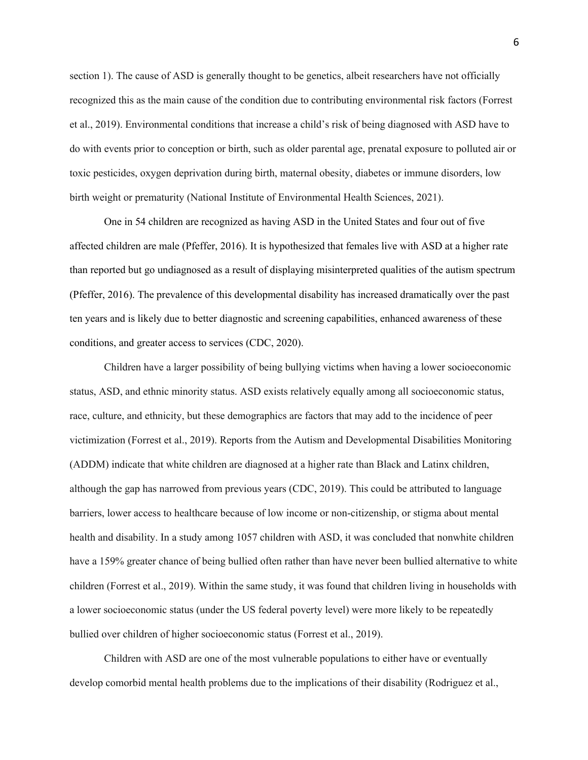section 1). The cause of ASD is generally thought to be genetics, albeit researchers have not officially recognized this as the main cause of the condition due to contributing environmental risk factors (Forrest et al., 2019). Environmental conditions that increase a child's risk of being diagnosed with ASD have to do with events prior to conception or birth, such as older parental age, prenatal exposure to polluted air or toxic pesticides, oxygen deprivation during birth, maternal obesity, diabetes or immune disorders, low birth weight or prematurity (National Institute of Environmental Health Sciences, 2021).

One in 54 children are recognized as having ASD in the United States and four out of five affected children are male (Pfeffer, 2016). It is hypothesized that females live with ASD at a higher rate than reported but go undiagnosed as a result of displaying misinterpreted qualities of the autism spectrum (Pfeffer, 2016). The prevalence of this developmental disability has increased dramatically over the past ten years and is likely due to better diagnostic and screening capabilities, enhanced awareness of these conditions, and greater access to services (CDC, 2020).

Children have a larger possibility of being bullying victims when having a lower socioeconomic status, ASD, and ethnic minority status. ASD exists relatively equally among all socioeconomic status, race, culture, and ethnicity, but these demographics are factors that may add to the incidence of peer victimization (Forrest et al., 2019). Reports from the Autism and Developmental Disabilities Monitoring (ADDM) indicate that white children are diagnosed at a higher rate than Black and Latinx children, although the gap has narrowed from previous years (CDC, 2019). This could be attributed to language barriers, lower access to healthcare because of low income or non-citizenship, or stigma about mental health and disability. In a study among 1057 children with ASD, it was concluded that nonwhite children have a 159% greater chance of being bullied often rather than have never been bullied alternative to white children (Forrest et al., 2019). Within the same study, it was found that children living in households with a lower socioeconomic status (under the US federal poverty level) were more likely to be repeatedly bullied over children of higher socioeconomic status (Forrest et al., 2019).

Children with ASD are one of the most vulnerable populations to either have or eventually develop comorbid mental health problems due to the implications of their disability (Rodriguez et al.,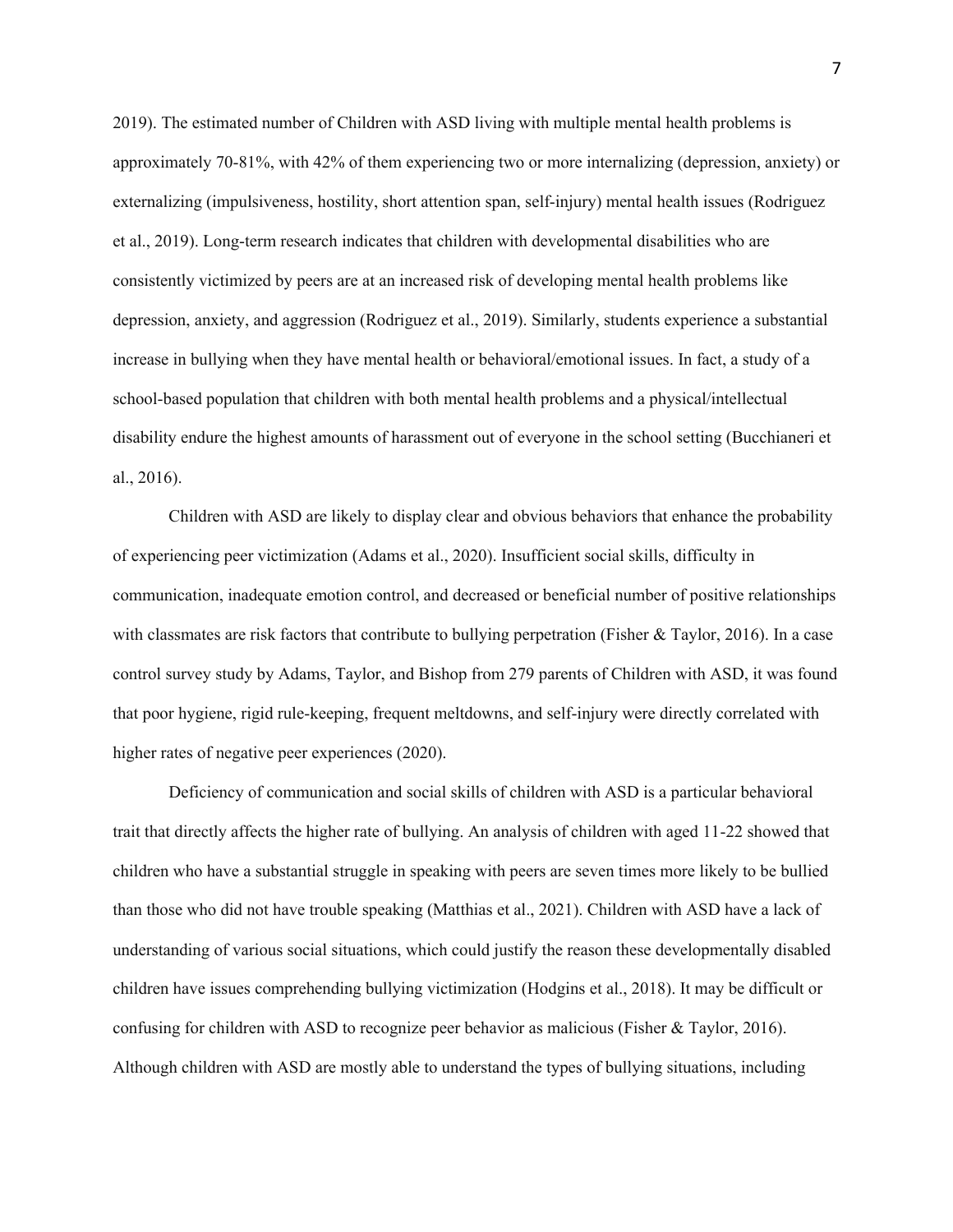2019). The estimated number of Children with ASD living with multiple mental health problems is approximately 70-81%, with 42% of them experiencing two or more internalizing (depression, anxiety) or externalizing (impulsiveness, hostility, short attention span, self-injury) mental health issues (Rodriguez et al., 2019). Long-term research indicates that children with developmental disabilities who are consistently victimized by peers are at an increased risk of developing mental health problems like depression, anxiety, and aggression (Rodriguez et al., 2019). Similarly, students experience a substantial increase in bullying when they have mental health or behavioral/emotional issues. In fact, a study of a school-based population that children with both mental health problems and a physical/intellectual disability endure the highest amounts of harassment out of everyone in the school setting (Bucchianeri et al., 2016).

Children with ASD are likely to display clear and obvious behaviors that enhance the probability of experiencing peer victimization (Adams et al., 2020). Insufficient social skills, difficulty in communication, inadequate emotion control, and decreased or beneficial number of positive relationships with classmates are risk factors that contribute to bullying perpetration (Fisher & Taylor, 2016). In a case control survey study by Adams, Taylor, and Bishop from 279 parents of Children with ASD, it was found that poor hygiene, rigid rule-keeping, frequent meltdowns, and self-injury were directly correlated with higher rates of negative peer experiences (2020).

Deficiency of communication and social skills of children with ASD is a particular behavioral trait that directly affects the higher rate of bullying. An analysis of children with aged 11-22 showed that children who have a substantial struggle in speaking with peers are seven times more likely to be bullied than those who did not have trouble speaking (Matthias et al., 2021). Children with ASD have a lack of understanding of various social situations, which could justify the reason these developmentally disabled children have issues comprehending bullying victimization (Hodgins et al., 2018). It may be difficult or confusing for children with ASD to recognize peer behavior as malicious (Fisher & Taylor, 2016). Although children with ASD are mostly able to understand the types of bullying situations, including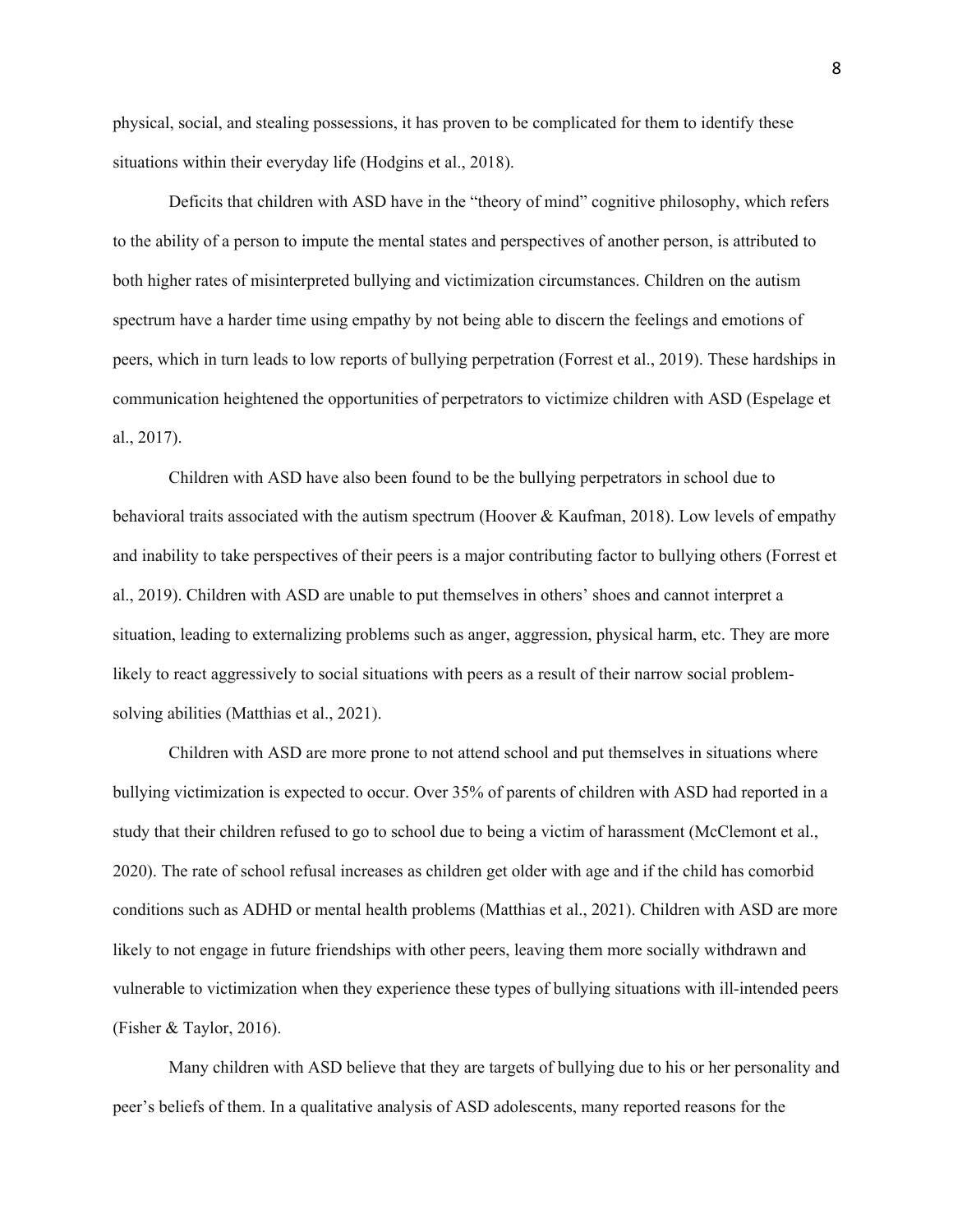physical, social, and stealing possessions, it has proven to be complicated for them to identify these situations within their everyday life (Hodgins et al., 2018).

Deficits that children with ASD have in the "theory of mind" cognitive philosophy, which refers to the ability of a person to impute the mental states and perspectives of another person, is attributed to both higher rates of misinterpreted bullying and victimization circumstances. Children on the autism spectrum have a harder time using empathy by not being able to discern the feelings and emotions of peers, which in turn leads to low reports of bullying perpetration (Forrest et al., 2019). These hardships in communication heightened the opportunities of perpetrators to victimize children with ASD (Espelage et al., 2017).

Children with ASD have also been found to be the bullying perpetrators in school due to behavioral traits associated with the autism spectrum (Hoover & Kaufman, 2018). Low levels of empathy and inability to take perspectives of their peers is a major contributing factor to bullying others (Forrest et al., 2019). Children with ASD are unable to put themselves in others' shoes and cannot interpret a situation, leading to externalizing problems such as anger, aggression, physical harm, etc. They are more likely to react aggressively to social situations with peers as a result of their narrow social problem-solving abilities (Matthias et al., 2021).

Children with ASD are more prone to not attend school and put themselves in situations where bullying victimization is expected to occur. Over 35% of parents of children with ASD had reported in a study that their children refused to go to school due to being a victim of harassment (McClemont et al., 2020). The rate of school refusal increases as children get older with age and if the child has comorbid conditions such as ADHD or mental health problems (Matthias et al., 2021). Children with ASD are more likely to not engage in future friendships with other peers, leaving them more socially withdrawn and vulnerable to victimization when they experience these types of bullying situations with ill-intended peers (Fisher & Taylor, 2016).

Many children with ASD believe that they are targets of bullying due to his or her personality and peer's beliefs of them. In a qualitative analysis of ASD adolescents, many reported reasons for the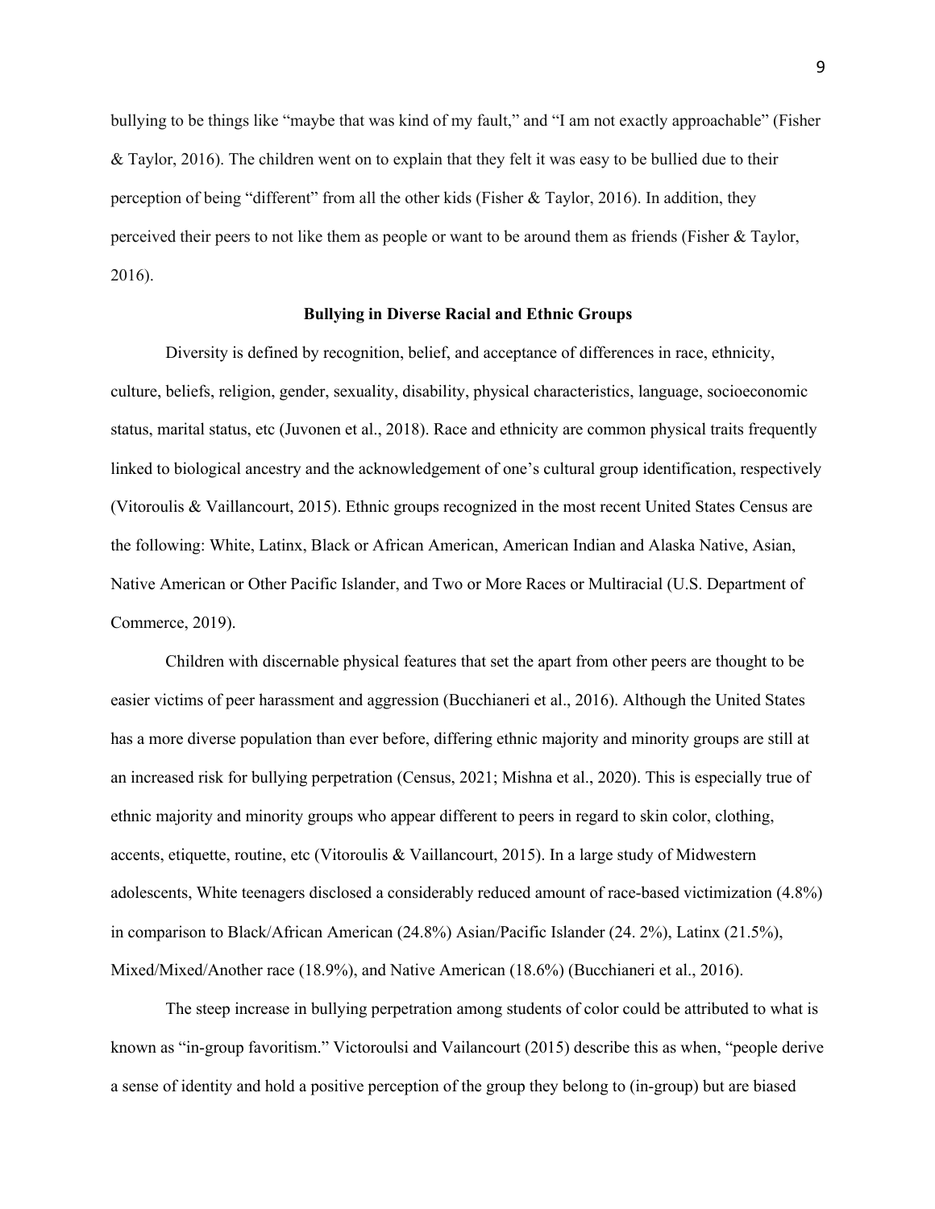bullying to be things like "maybe that was kind of my fault," and "I am not exactly approachable" (Fisher & Taylor, 2016). The children went on to explain that they felt it was easy to be bullied due to their perception of being "different" from all the other kids (Fisher & Taylor, 2016). In addition, they perceived their peers to not like them as people or want to be around them as friends (Fisher & Taylor, 2016).

## Bullying in Diverse Racial and Ethnic Groups

Diversity is defined by recognition, belief, and acceptance of differences in race, ethnicity, culture, beliefs, religion, gender, sexuality, disability, physical characteristics, language, socioeconomic status, marital status, etc (Juvonen et al., 2018). Race and ethnicity are common physical traits frequently linked to biological ancestry and the acknowledgement of one's cultural group identification, respectively (Vitoroulis & Vaillancourt, 2015). Ethnic groups recognized in the most recent United States Census are the following: White, Latinx, Black or African American, American Indian and Alaska Native, Asian, Native American or Other Pacific Islander, and Two or More Races or Multiracial (U.S. Department of Commerce, 2019).

Children with discernable physical features that set the apart from other peers are thought to be easier victims of peer harassment and aggression (Bucchianeri et al., 2016). Although the United States has a more diverse population than ever before, differing ethnic majority and minority groups are still at an increased risk for bullying perpetration (Census, 2021; Mishna et al., 2020). This is especially true of ethnic majority and minority groups who appear different to peers in regard to skin color, clothing, accents, etiquette, routine, etc (Vitoroulis & Vaillancourt, 2015). In a large study of Midwestern adolescents, White teenagers disclosed a considerably reduced amount of race-based victimization (4.8%) in comparison to Black/African American (24.8%) Asian/Pacific Islander (24. 2%), Latinx (21.5%), Mixed/Mixed/Another race (18.9%), and Native American (18.6%) (Bucchianeri et al., 2016).

The steep increase in bullying perpetration among students of color could be attributed to what is known as "in-group favoritism." Victoroulsi and Vailancourt (2015) describe this as when, "people derive a sense of identity and hold a positive perception of the group they belong to (in-group) but are biased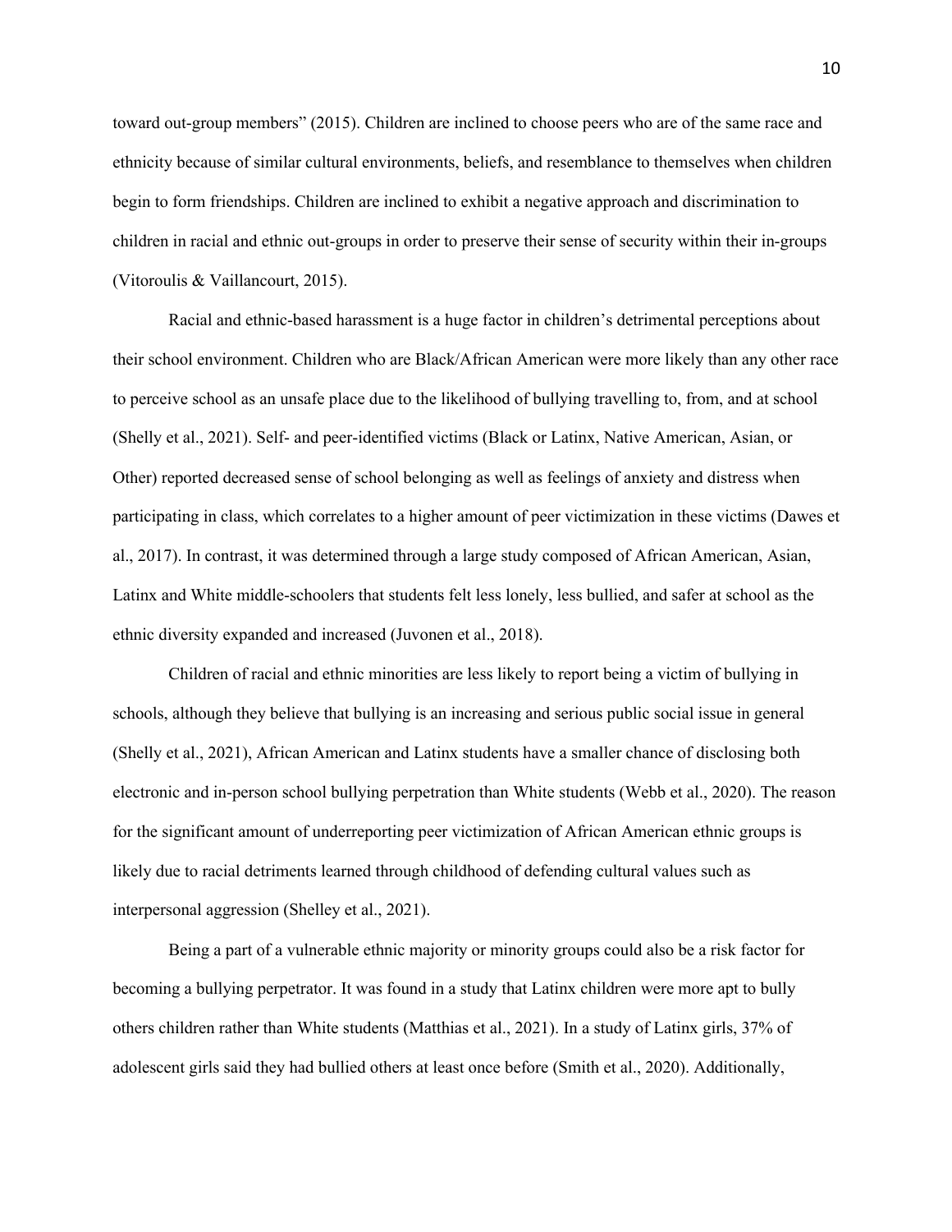toward out-group members" (2015). Children are inclined to choose peers who are of the same race and ethnicity because of similar cultural environments, beliefs, and resemblance to themselves when children begin to form friendships. Children are inclined to exhibit a negative approach and discrimination to children in racial and ethnic out-groups in order to preserve their sense of security within their in-groups (Vitoroulis & Vaillancourt, 2015).

Racial and ethnic-based harassment is a huge factor in children's detrimental perceptions about their school environment. Children who are Black/African American were more likely than any other race to perceive school as an unsafe place due to the likelihood of bullying travelling to, from, and at school (Shelly et al., 2021). Self- and peer-identified victims (Black or Latinx, Native American, Asian, or Other) reported decreased sense of school belonging as well as feelings of anxiety and distress when participating in class, which correlates to a higher amount of peer victimization in these victims (Dawes et al., 2017). In contrast, it was determined through a large study composed of African American, Asian, Latinx and White middle-schoolers that students felt less lonely, less bullied, and safer at school as the ethnic diversity expanded and increased (Juvonen et al., 2018).

Children of racial and ethnic minorities are less likely to report being a victim of bullying in schools, although they believe that bullying is an increasing and serious public social issue in general (Shelly et al., 2021), African American and Latinx students have a smaller chance of disclosing both electronic and in-person school bullying perpetration than White students (Webb et al., 2020). The reason for the significant amount of underreporting peer victimization of African American ethnic groups is likely due to racial detriments learned through childhood of defending cultural values such as interpersonal aggression (Shelley et al., 2021).

Being a part of a vulnerable ethnic majority or minority groups could also be a risk factor for becoming a bullying perpetrator. It was found in a study that Latinx children were more apt to bully others children rather than White students (Matthias et al., 2021). In a study of Latinx girls, 37% of adolescent girls said they had bullied others at least once before (Smith et al., 2020). Additionally,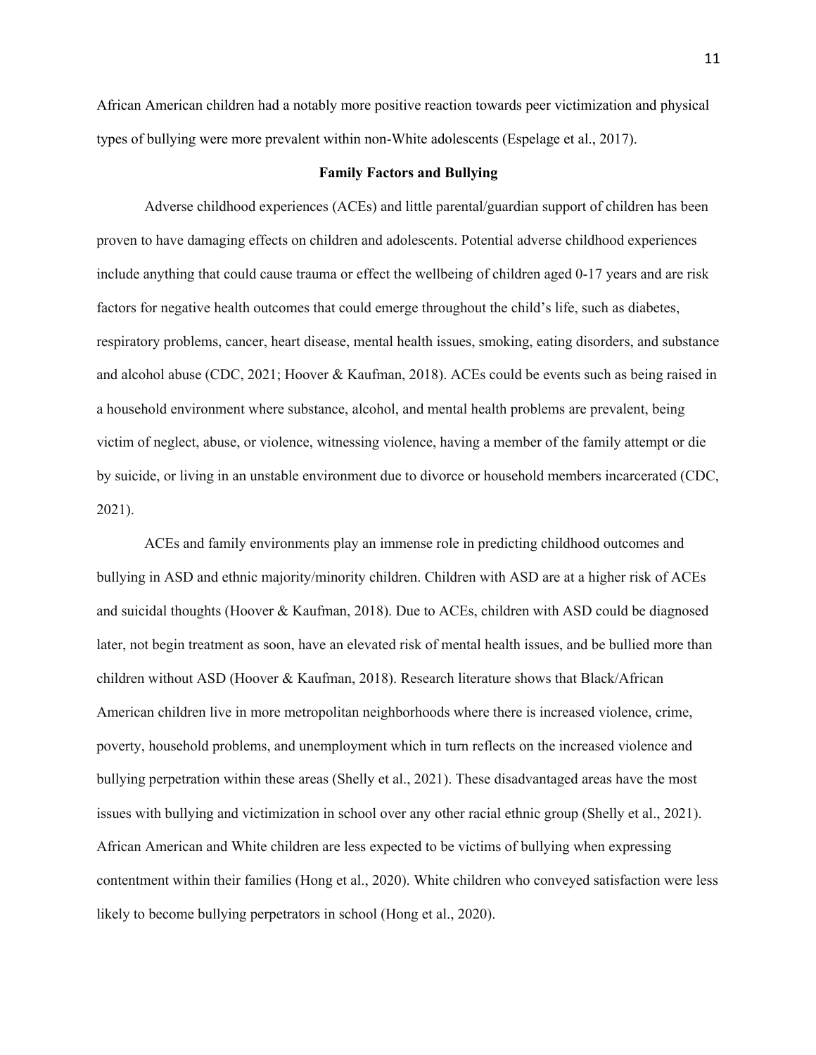African American children had a notably more positive reaction towards peer victimization and physical types of bullying were more prevalent within non-White adolescents (Espelage et al., 2017).

## Family Factors and Bullying

Adverse childhood experiences (ACEs) and little parental/guardian support of children has been proven to have damaging effects on children and adolescents. Potential adverse childhood experiences include anything that could cause trauma or effect the wellbeing of children aged 0-17 years and are risk factors for negative health outcomes that could emerge throughout the child's life, such as diabetes, respiratory problems, cancer, heart disease, mental health issues, smoking, eating disorders, and substance and alcohol abuse (CDC, 2021; Hoover & Kaufman, 2018). ACEs could be events such as being raised in a household environment where substance, alcohol, and mental health problems are prevalent, being victim of neglect, abuse, or violence, witnessing violence, having a member of the family attempt or die by suicide, or living in an unstable environment due to divorce or household members incarcerated (CDC, 2021).

ACEs and family environments play an immense role in predicting childhood outcomes and bullying in ASD and ethnic majority/minority children. Children with ASD are at a higher risk of ACEs and suicidal thoughts (Hoover & Kaufman, 2018). Due to ACEs, children with ASD could be diagnosed later, not begin treatment as soon, have an elevated risk of mental health issues, and be bullied more than children without ASD (Hoover & Kaufman, 2018). Research literature shows that Black/African American children live in more metropolitan neighborhoods where there is increased violence, crime, poverty, household problems, and unemployment which in turn reflects on the increased violence and bullying perpetration within these areas (Shelly et al., 2021). These disadvantaged areas have the most issues with bullying and victimization in school over any other racial ethnic group (Shelly et al., 2021). African American and White children are less expected to be victims of bullying when expressing contentment within their families (Hong et al., 2020). White children who conveyed satisfaction were less likely to become bullying perpetrators in school (Hong et al., 2020).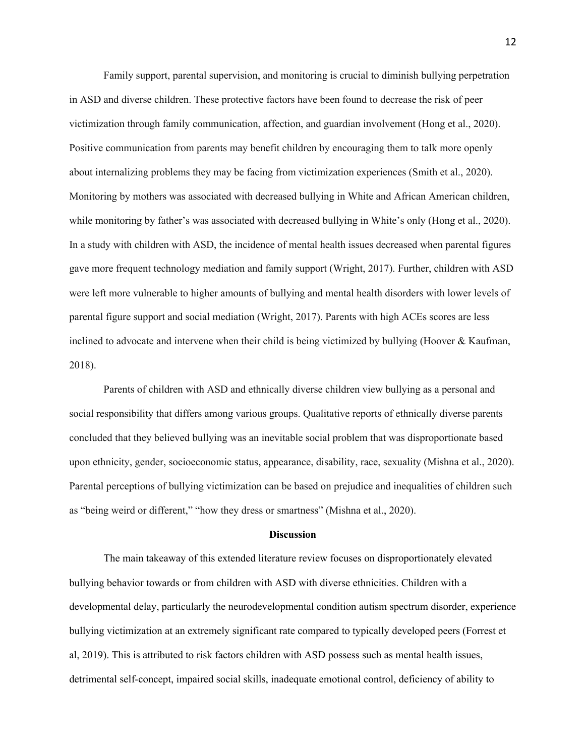Family support, parental supervision, and monitoring is crucial to diminish bullying perpetration in ASD and diverse children. These protective factors have been found to decrease the risk of peer victimization through family communication, affection, and guardian involvement (Hong et al., 2020). Positive communication from parents may benefit children by encouraging them to talk more openly about internalizing problems they may be facing from victimization experiences (Smith et al., 2020). Monitoring by mothers was associated with decreased bullying in White and African American children, while monitoring by father's was associated with decreased bullying in White's only (Hong et al., 2020). In a study with children with ASD, the incidence of mental health issues decreased when parental figures gave more frequent technology mediation and family support (Wright, 2017). Further, children with ASD were left more vulnerable to higher amounts of bullying and mental health disorders with lower levels of parental figure support and social mediation (Wright, 2017). Parents with high ACEs scores are less inclined to advocate and intervene when their child is being victimized by bullying (Hoover & Kaufman, 2018).

Parents of children with ASD and ethnically diverse children view bullying as a personal and social responsibility that differs among various groups. Qualitative reports of ethnically diverse parents concluded that they believed bullying was an inevitable social problem that was disproportionate based upon ethnicity, gender, socioeconomic status, appearance, disability, race, sexuality (Mishna et al., 2020). Parental perceptions of bullying victimization can be based on prejudice and inequalities of children such as "being weird or different," "how they dress or smartness" (Mishna et al., 2020).

## Discussion

The main takeaway of this extended literature review focuses on disproportionately elevated bullying behavior towards or from children with ASD with diverse ethnicities. Children with a developmental delay, particularly the neurodevelopmental condition autism spectrum disorder, experience bullying victimization at an extremely significant rate compared to typically developed peers (Forrest et al, 2019). This is attributed to risk factors children with ASD possess such as mental health issues, detrimental self-concept, impaired social skills, inadequate emotional control, deficiency of ability to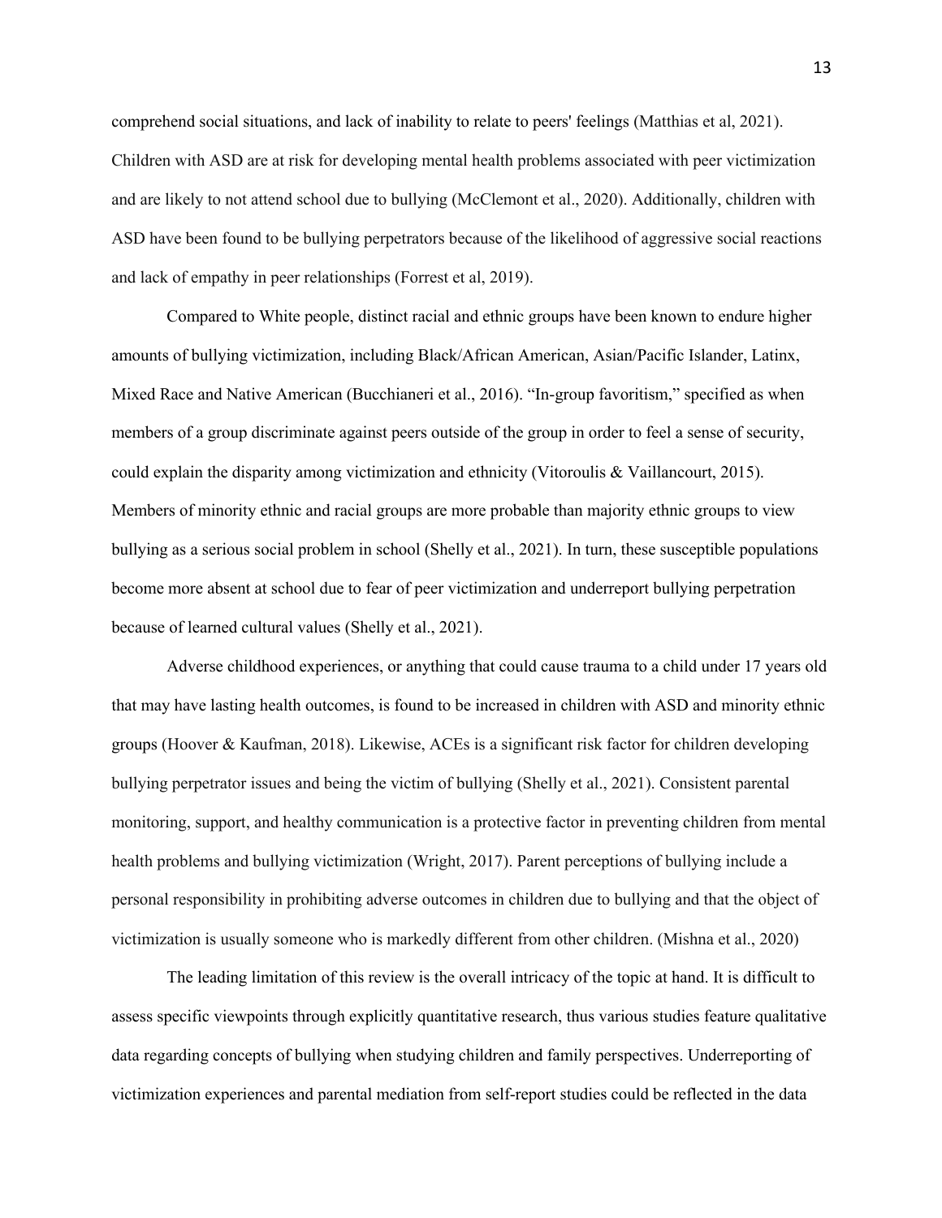comprehend social situations, and lack of inability to relate to peers' feelings (Matthias et al, 2021). Children with ASD are at risk for developing mental health problems associated with peer victimization and are likely to not attend school due to bullying (McClemont et al., 2020). Additionally, children with ASD have been found to be bullying perpetrators because of the likelihood of aggressive social reactions and lack of empathy in peer relationships (Forrest et al, 2019).

Compared to White people, distinct racial and ethnic groups have been known to endure higher amounts of bullying victimization, including Black/African American, Asian/Pacific Islander, Latinx, Mixed Race and Native American (Bucchianeri et al., 2016). "In-group favoritism," specified as when members of a group discriminate against peers outside of the group in order to feel a sense of security, could explain the disparity among victimization and ethnicity (Vitoroulis & Vaillancourt, 2015). Members of minority ethnic and racial groups are more probable than majority ethnic groups to view bullying as a serious social problem in school (Shelly et al., 2021). In turn, these susceptible populations become more absent at school due to fear of peer victimization and underreport bullying perpetration because of learned cultural values (Shelly et al., 2021).

Adverse childhood experiences, or anything that could cause trauma to a child under 17 years old that may have lasting health outcomes, is found to be increased in children with ASD and minority ethnic groups (Hoover & Kaufman, 2018). Likewise, ACEs is a significant risk factor for children developing bullying perpetrator issues and being the victim of bullying (Shelly et al., 2021). Consistent parental monitoring, support, and healthy communication is a protective factor in preventing children from mental health problems and bullying victimization (Wright, 2017). Parent perceptions of bullying include a personal responsibility in prohibiting adverse outcomes in children due to bullying and that the object of victimization is usually someone who is markedly different from other children. (Mishna et al., 2020)

The leading limitation of this review is the overall intricacy of the topic at hand. It is difficult to assess specific viewpoints through explicitly quantitative research, thus various studies feature qualitative data regarding concepts of bullying when studying children and family perspectives. Underreporting of victimization experiences and parental mediation from self-report studies could be reflected in the data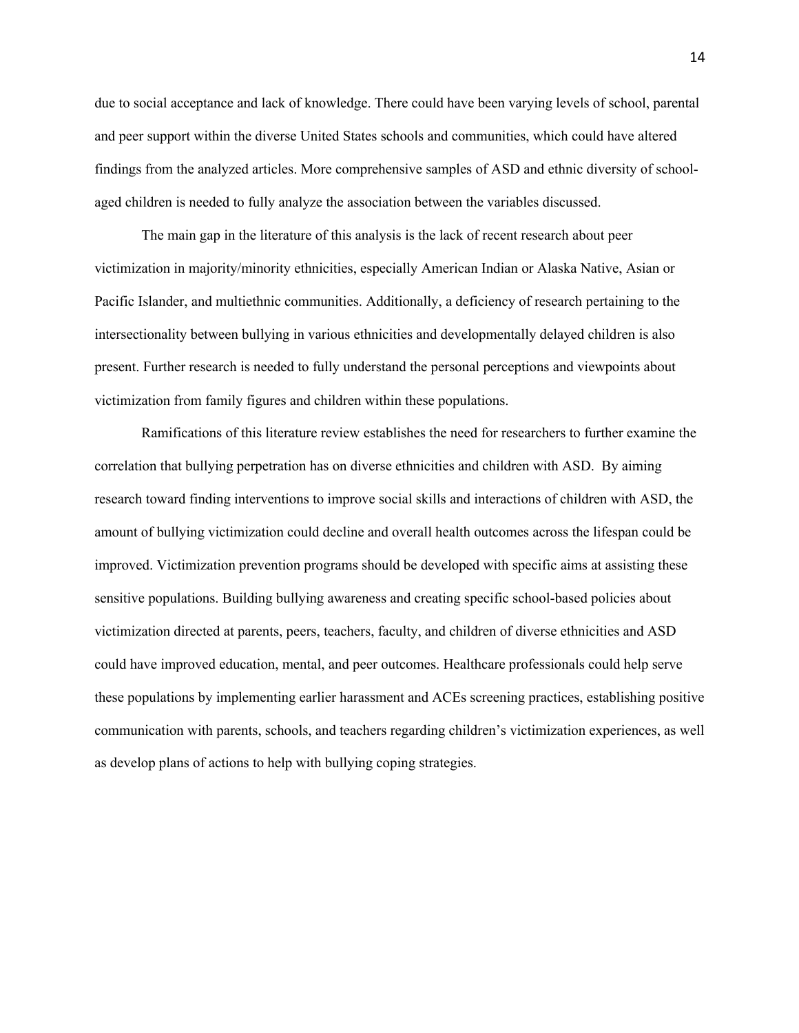due to social acceptance and lack of knowledge. There could have been varying levels of school, parental and peer support within the diverse United States schools and communities, which could have altered findings from the analyzed articles. More comprehensive samples of ASD and ethnic diversity of school-aged children is needed to fully analyze the association between the variables discussed.

The main gap in the literature of this analysis is the lack of recent research about peer victimization in majority/minority ethnicities, especially American Indian or Alaska Native, Asian or Pacific Islander, and multiethnic communities. Additionally, a deficiency of research pertaining to the intersectionality between bullying in various ethnicities and developmentally delayed children is also present. Further research is needed to fully understand the personal perceptions and viewpoints about victimization from family figures and children within these populations.

Ramifications of this literature review establishes the need for researchers to further examine the correlation that bullying perpetration has on diverse ethnicities and children with ASD. By aiming research toward finding interventions to improve social skills and interactions of children with ASD, the amount of bullying victimization could decline and overall health outcomes across the lifespan could be improved. Victimization prevention programs should be developed with specific aims at assisting these sensitive populations. Building bullying awareness and creating specific school-based policies about victimization directed at parents, peers, teachers, faculty, and children of diverse ethnicities and ASD could have improved education, mental, and peer outcomes. Healthcare professionals could help serve these populations by implementing earlier harassment and ACEs screening practices, establishing positive communication with parents, schools, and teachers regarding children's victimization experiences, as well as develop plans of actions to help with bullying coping strategies.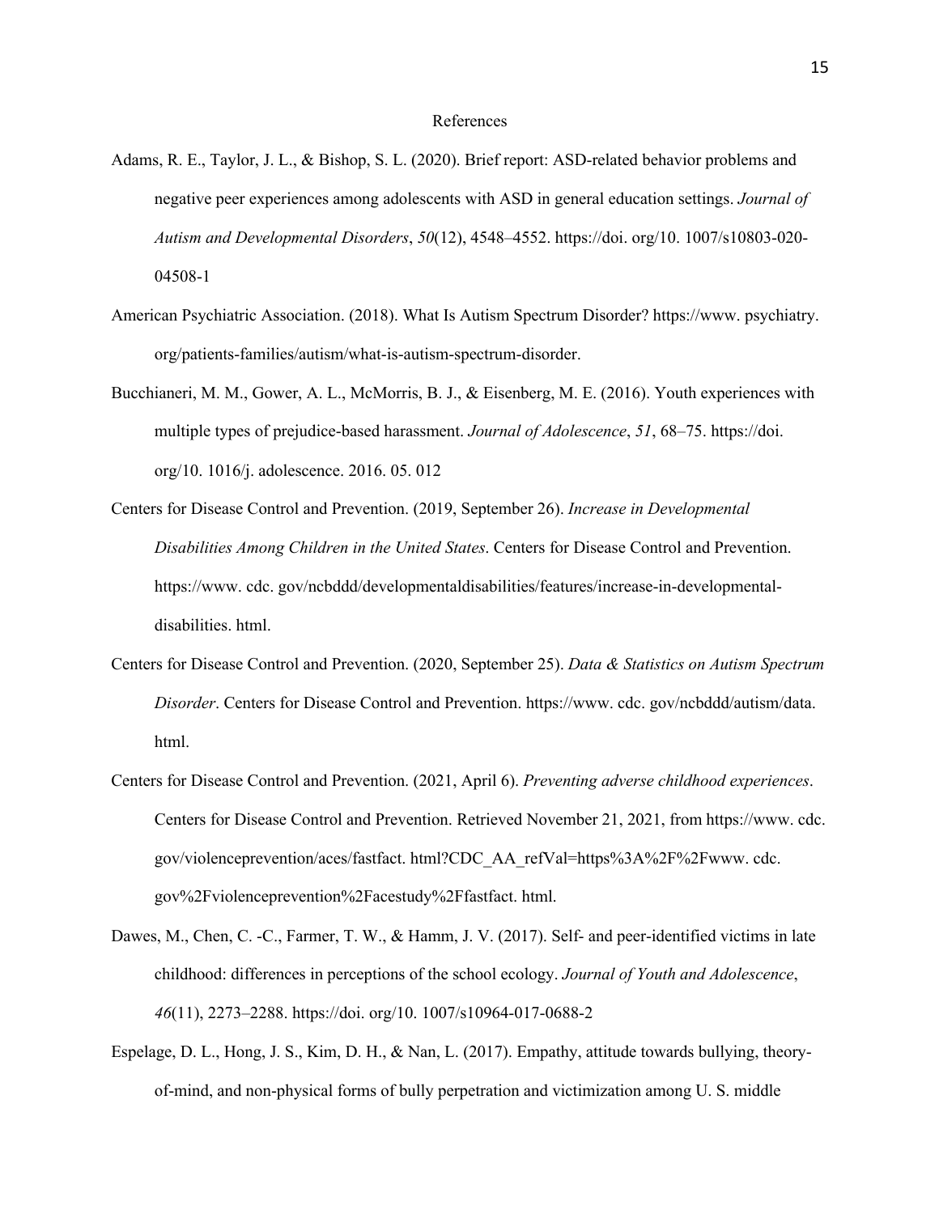# References

Adams, R. E., Taylor, J. L., & Bishop, S. L. (2020). Brief report: ASD-related behavior problems and negative peer experiences among adolescents with ASD in general education settings. *Journal of Autism and Developmental Disorders*, *50*(12), 4548–4552. https://doi. org/10. 1007/s10803-020-04508-1

American Psychiatric Association. (2018). What Is Autism Spectrum Disorder? https://www. psychiatry. org/patients-families/autism/what-is-autism-spectrum-disorder.

Bucchianeri, M. M., Gower, A. L., McMorris, B. J., & Eisenberg, M. E. (2016). Youth experiences with multiple types of prejudice-based harassment. *Journal of Adolescence*, *51*, 68–75. https://doi. org/10. 1016/j. adolescence. 2016. 05. 012

Centers for Disease Control and Prevention. (2019, September 26). *Increase in Developmental Disabilities Among Children in the United States*. Centers for Disease Control and Prevention. https://www. cdc. gov/ncbddd/developmentaldisabilities/features/increase-in-developmental-disabilities. html.

Centers for Disease Control and Prevention. (2020, September 25). *Data & Statistics on Autism Spectrum Disorder*. Centers for Disease Control and Prevention. https://www. cdc. gov/ncbddd/autism/data. html.

Centers for Disease Control and Prevention. (2021, April 6). *Preventing adverse childhood experiences*. Centers for Disease Control and Prevention. Retrieved November 21, 2021, from https://www. cdc. gov/violenceprevention/aces/fastfact. html?CDC_AA_refVal=https%3A%2F%2Fwww. cdc. gov%2Fviolenceprevention%2Facestudy%2Ffastfact. html.

Dawes, M., Chen, C. -C., Farmer, T. W., & Hamm, J. V. (2017). Self- and peer-identified victims in late childhood: differences in perceptions of the school ecology. *Journal of Youth and Adolescence*, *46*(11), 2273–2288. https://doi. org/10. 1007/s10964-017-0688-2

Espelage, D. L., Hong, J. S., Kim, D. H., & Nan, L. (2017). Empathy, attitude towards bullying, theory-of-mind, and non-physical forms of bully perpetration and victimization among U. S. middle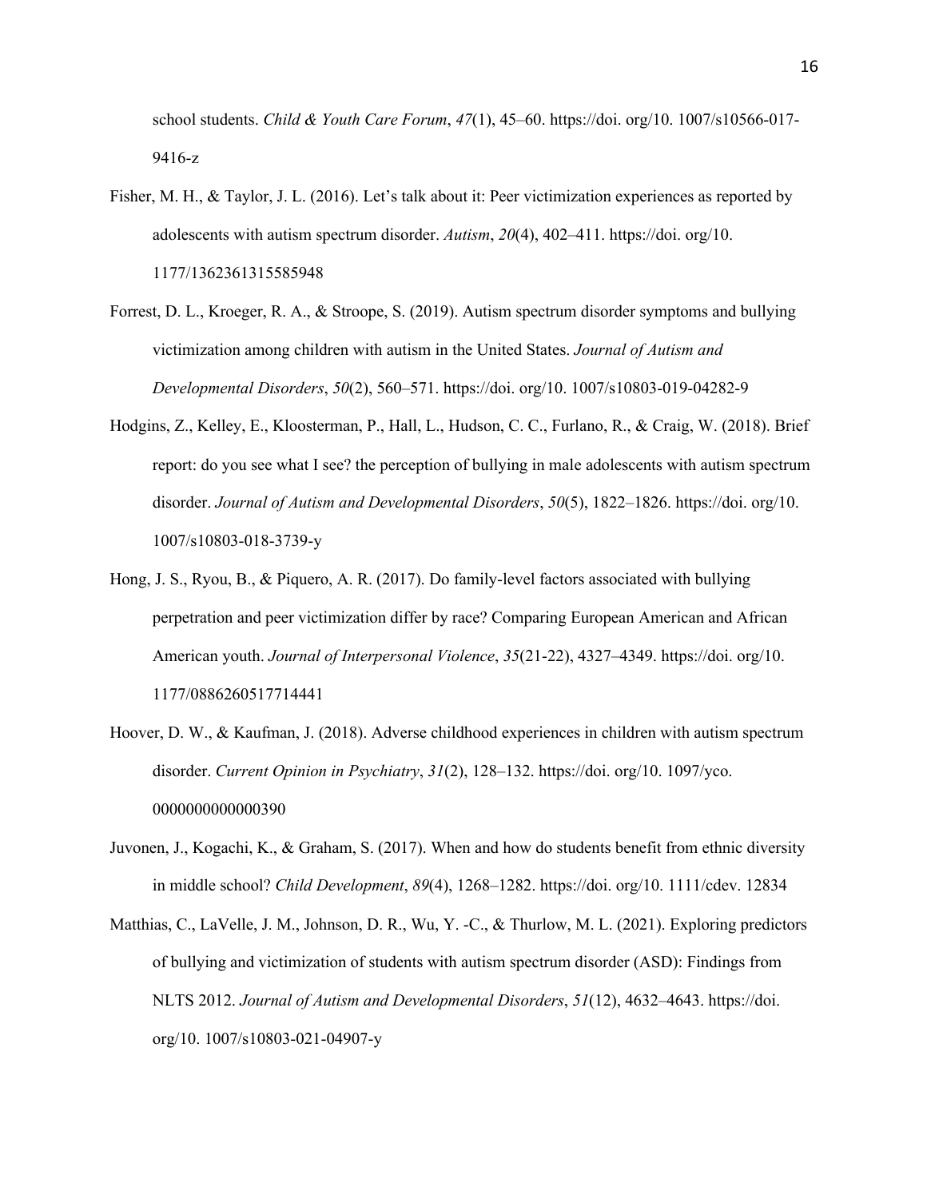school students. *Child & Youth Care Forum*, *47*(1), 45–60. https://doi. org/10. 1007/s10566-017-9416-z

Fisher, M. H., & Taylor, J. L. (2016). Let's talk about it: Peer victimization experiences as reported by adolescents with autism spectrum disorder. *Autism*, *20*(4), 402–411. https://doi. org/10. 1177/1362361315585948

Forrest, D. L., Kroeger, R. A., & Stroope, S. (2019). Autism spectrum disorder symptoms and bullying victimization among children with autism in the United States. *Journal of Autism and Developmental Disorders*, *50*(2), 560–571. https://doi. org/10. 1007/s10803-019-04282-9

Hodgins, Z., Kelley, E., Kloosterman, P., Hall, L., Hudson, C. C., Furlano, R., & Craig, W. (2018). Brief report: do you see what I see? the perception of bullying in male adolescents with autism spectrum disorder. *Journal of Autism and Developmental Disorders*, *50*(5), 1822–1826. https://doi. org/10. 1007/s10803-018-3739-y

Hong, J. S., Ryou, B., & Piquero, A. R. (2017). Do family-level factors associated with bullying perpetration and peer victimization differ by race? Comparing European American and African American youth. *Journal of Interpersonal Violence*, *35*(21-22), 4327–4349. https://doi. org/10. 1177/0886260517714441

Hoover, D. W., & Kaufman, J. (2018). Adverse childhood experiences in children with autism spectrum disorder. *Current Opinion in Psychiatry*, *31*(2), 128–132. https://doi. org/10. 1097/yco. 0000000000000390

Juvonen, J., Kogachi, K., & Graham, S. (2017). When and how do students benefit from ethnic diversity in middle school? *Child Development*, *89*(4), 1268–1282. https://doi. org/10. 1111/cdev. 12834

Matthias, C., LaVelle, J. M., Johnson, D. R., Wu, Y. -C., & Thurlow, M. L. (2021). Exploring predictors of bullying and victimization of students with autism spectrum disorder (ASD): Findings from NLTS 2012. *Journal of Autism and Developmental Disorders*, *51*(12), 4632–4643. https://doi. org/10. 1007/s10803-021-04907-y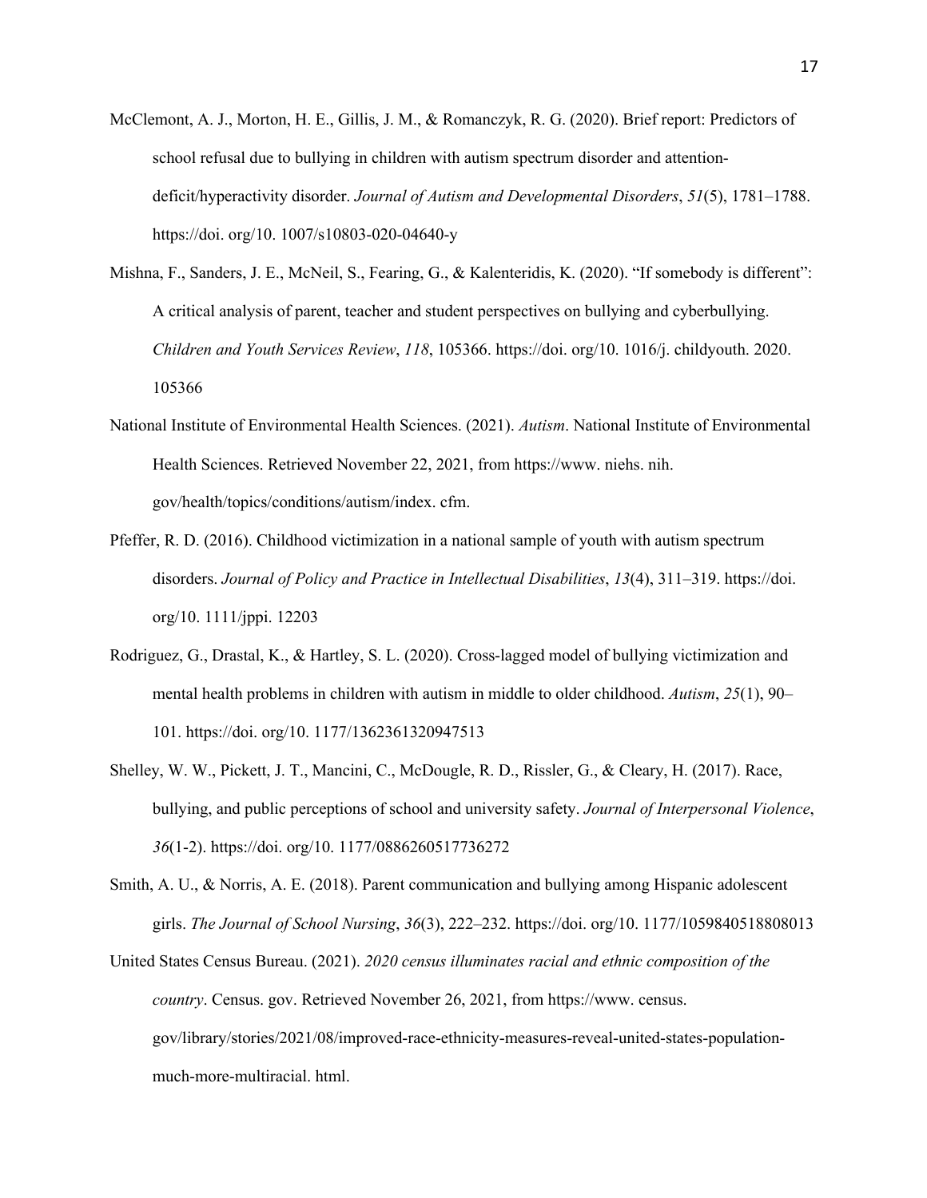McClemont, A. J., Morton, H. E., Gillis, J. M., & Romanczyk, R. G. (2020). Brief report: Predictors of school refusal due to bullying in children with autism spectrum disorder and attention-deficit/hyperactivity disorder. *Journal of Autism and Developmental Disorders*, *51*(5), 1781–1788. https://doi. org/10. 1007/s10803-020-04640-y

Mishna, F., Sanders, J. E., McNeil, S., Fearing, G., & Kalenteridis, K. (2020). "If somebody is different": A critical analysis of parent, teacher and student perspectives on bullying and cyberbullying. *Children and Youth Services Review*, *118*, 105366. https://doi. org/10. 1016/j. childyouth. 2020. 105366

National Institute of Environmental Health Sciences. (2021). *Autism*. National Institute of Environmental Health Sciences. Retrieved November 22, 2021, from https://www. niehs. nih. gov/health/topics/conditions/autism/index. cfm.

Pfeffer, R. D. (2016). Childhood victimization in a national sample of youth with autism spectrum disorders. *Journal of Policy and Practice in Intellectual Disabilities*, *13*(4), 311–319. https://doi. org/10. 1111/jppi. 12203

Rodriguez, G., Drastal, K., & Hartley, S. L. (2020). Cross-lagged model of bullying victimization and mental health problems in children with autism in middle to older childhood. *Autism*, *25*(1), 90–101. https://doi. org/10. 1177/1362361320947513

Shelley, W. W., Pickett, J. T., Mancini, C., McDougle, R. D., Rissler, G., & Cleary, H. (2017). Race, bullying, and public perceptions of school and university safety. *Journal of Interpersonal Violence*, *36*(1-2). https://doi. org/10. 1177/0886260517736272

Smith, A. U., & Norris, A. E. (2018). Parent communication and bullying among Hispanic adolescent girls. *The Journal of School Nursing*, *36*(3), 222–232. https://doi. org/10. 1177/1059840518808013

United States Census Bureau. (2021). *2020 census illuminates racial and ethnic composition of the country*. Census. gov. Retrieved November 26, 2021, from https://www. census. gov/library/stories/2021/08/improved-race-ethnicity-measures-reveal-united-states-population-much-more-multiracial. html.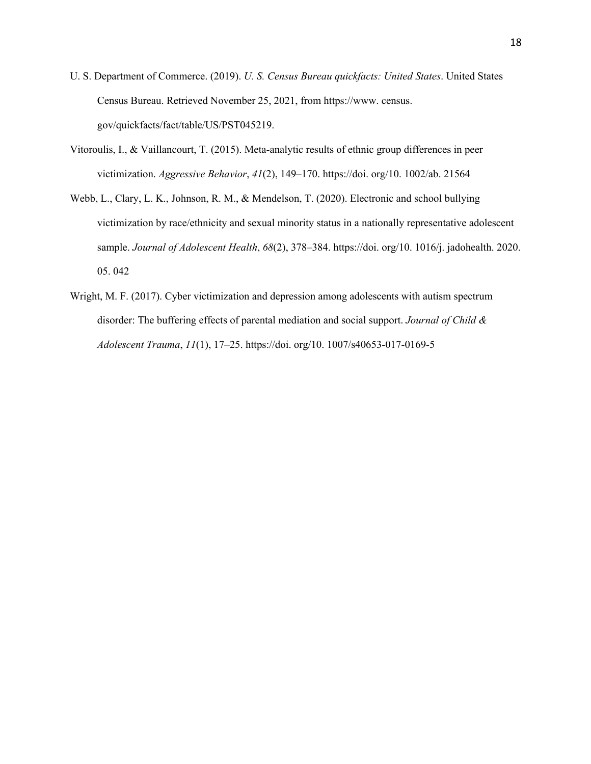U. S. Department of Commerce. (2019). *U. S. Census Bureau quickfacts: United States*. United States Census Bureau. Retrieved November 25, 2021, from https://www. census. gov/quickfacts/fact/table/US/PST045219.

Vitoroulis, I., & Vaillancourt, T. (2015). Meta-analytic results of ethnic group differences in peer victimization. *Aggressive Behavior*, *41*(2), 149–170. https://doi. org/10. 1002/ab. 21564

Webb, L., Clary, L. K., Johnson, R. M., & Mendelson, T. (2020). Electronic and school bullying victimization by race/ethnicity and sexual minority status in a nationally representative adolescent sample. *Journal of Adolescent Health*, *68*(2), 378–384. https://doi. org/10. 1016/j. jadohealth. 2020. 05. 042

Wright, M. F. (2017). Cyber victimization and depression among adolescents with autism spectrum disorder: The buffering effects of parental mediation and social support. *Journal of Child & Adolescent Trauma*, *11*(1), 17–25. https://doi. org/10. 1007/s40653-017-0169-5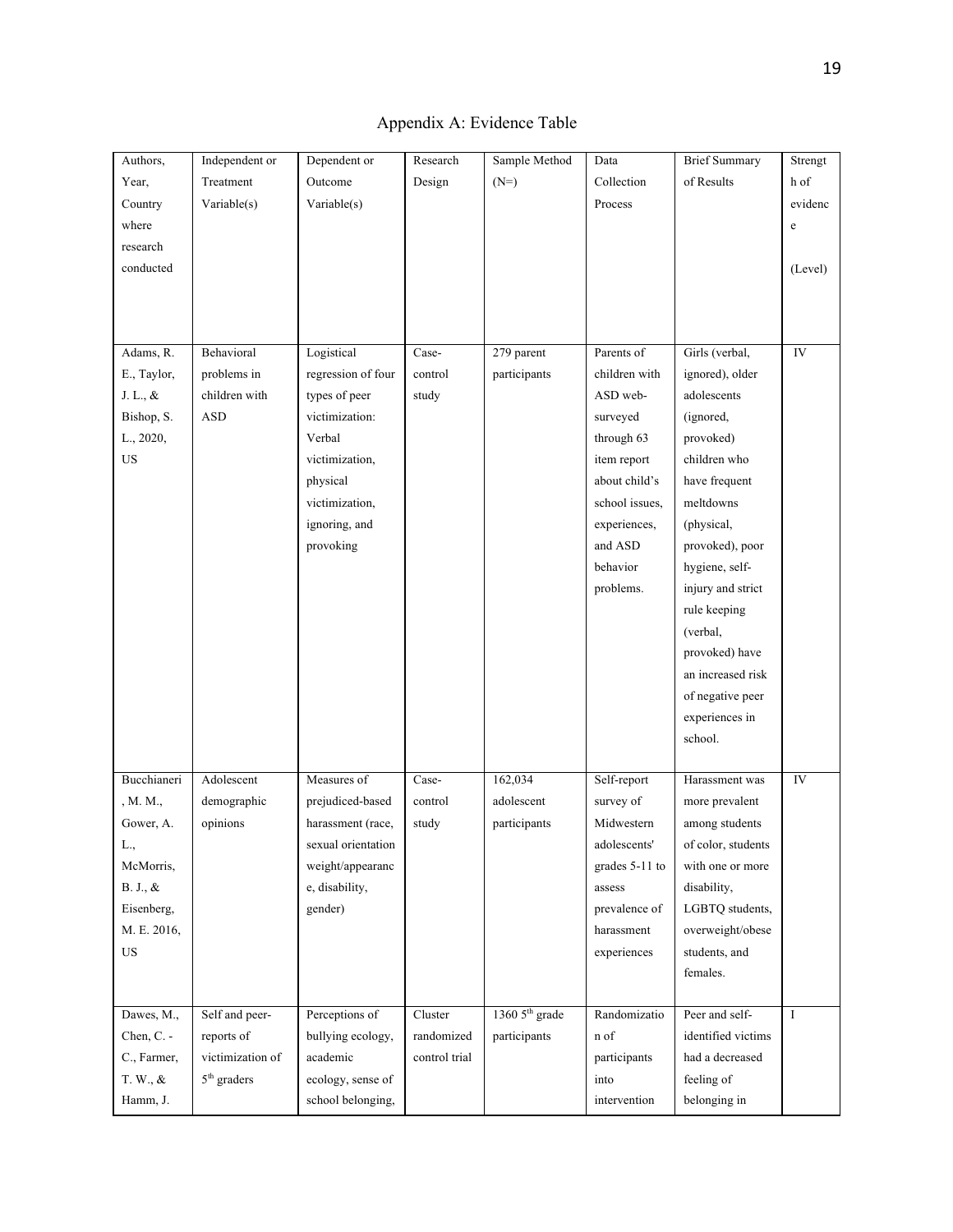## Appendix A: Evidence Table

| Authors, Year, Country where research conducted | Independent or Treatment Variable(s) | Dependent or Outcome Variable(s) | Research Design | Sample Method (N=) | Data Collection Process | Brief Summary of Results | Strength of evidence (Level) |
|---|---|---|---|---|---|---|---|
| Adams, R. E., Taylor, J. L., & Bishop, S. L., 2020, US | Behavioral problems in children with ASD | Logistical regression of four types of peer victimization: Verbal victimization, physical victimization, ignoring, and provoking | Case-control study | 279 parent participants | Parents of children with ASD web-surveyed through 63 item report about child's school issues, experiences, and ASD behavior problems. | Girls (verbal, ignored), older adolescents (ignored, provoked) children who have frequent meltdowns (physical, provoked), poor hygiene, self-injury and strict rule keeping (verbal, provoked) have an increased risk of negative peer experiences in school. | IV |
| Bucchianeri, M. M., Gower, A. L., McMorris, B. J., & Eisenberg, M. E. 2016, US | Adolescent demographic opinions | Measures of prejudiced-based harassment (race, sexual orientation weight/appearance, disability, gender) | Case-control study | 162,034 adolescent participants | Self-report survey of Midwestern adolescents' grades 5-11 to assess prevalence of harassment experiences | Harassment was more prevalent among students of color, students with one or more disability, LGBTQ students, overweight/obese students, and females. | IV |
| Dawes, M., Chen, C. - C., Farmer, T. W., & Hamm, J. | Self and peer-reports of victimization of 5th graders | Perceptions of bullying ecology, academic ecology, sense of school belonging, | Cluster randomized control trial | 1360 5th grade participants | Randomization of participants into intervention | Peer and self-identified victims had a decreased feeling of belonging in | I |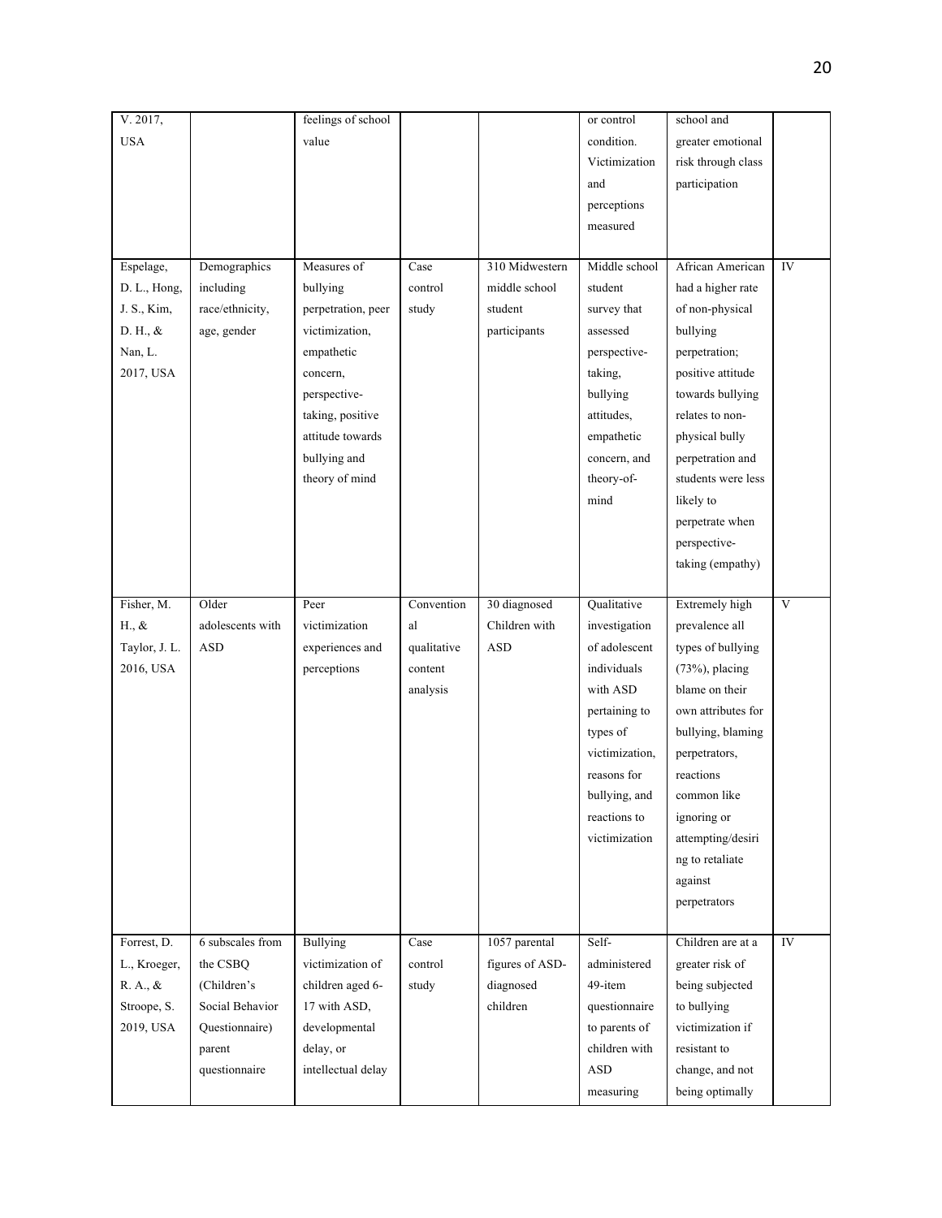| | | | | | | | |
|---|---|---|---|---|---|---|---|
| V. 2017, USA | | feelings of school value | | | or control condition. Victimization and perceptions measured | school and greater emotional risk through class participation | |
| Espelage, D. L., Hong, J. S., Kim, D. H., & Nan, L. 2017, USA | Demographics including race/ethnicity, age, gender | Measures of bullying perpetration, peer victimization, empathetic concern, perspective-taking, positive attitude towards bullying and theory of mind | Case control study | 310 Midwestern middle school student participants | Middle school student survey that assessed perspective-taking, bullying attitudes, empathetic concern, and theory-of-mind | African American had a higher rate of non-physical bullying perpetration; positive attitude towards bullying relates to non-physical bully perpetration and students were less likely to perpetrate when perspective-taking (empathy) | IV |
| Fisher, M. H., & Taylor, J. L. 2016, USA | Older adolescents with ASD | Peer victimization experiences and perceptions | Conventional qualitative content analysis | 30 diagnosed Children with ASD | Qualitative investigation of adolescent individuals with ASD pertaining to types of victimization, reasons for bullying, and reactions to victimization | Extremely high prevalence all types of bullying (73%), placing blame on their own attributes for bullying, blaming perpetrators, reactions common like ignoring or attempting/desiring to retaliate against perpetrators | V |
| Forrest, D. L., Kroeger, R. A., & Stroope, S. 2019, USA | 6 subscales from the CSBQ (Children's Social Behavior Questionnaire) parent questionnaire | Bullying victimization of children aged 6-17 with ASD, developmental delay, or intellectual delay | Case control study | 1057 parental figures of ASD-diagnosed children | Self-administered 49-item questionnaire to parents of children with ASD measuring | Children are at a greater risk of being subjected to bullying victimization if resistant to change, and not being optimally | IV |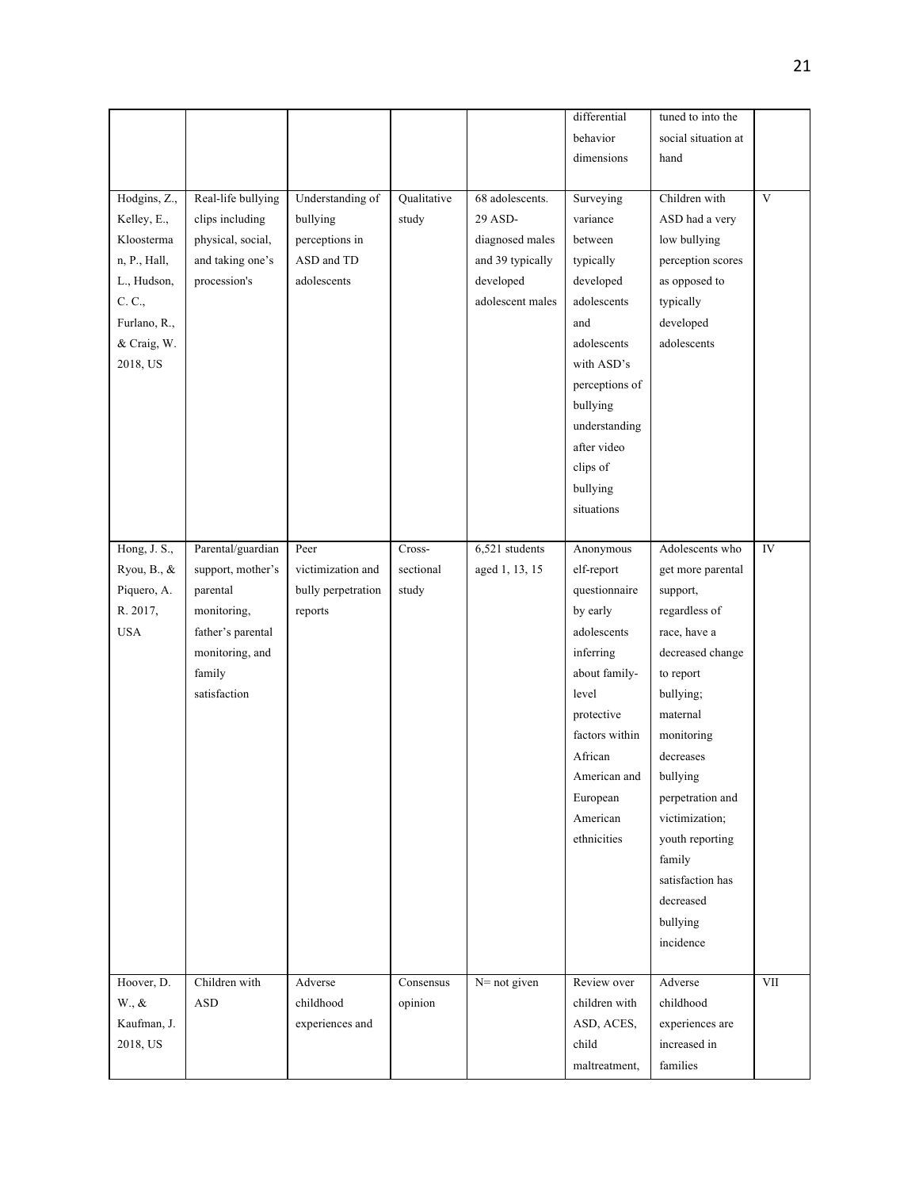| | | | | | | | |
|---|---|---|---|---|---|---|---|
| | | | | | differential behavior dimensions | tuned to into the social situation at hand | |
| Hodgins, Z., Kelley, E., Kloosterman, P., Hall, L., Hudson, C. C., Furlano, R., & Craig, W. 2018, US | Real-life bullying clips including physical, social, and taking one's procession's | Understanding of bullying perceptions in ASD and TD adolescents | Qualitative study | 68 adolescents. 29 ASD-diagnosed males and 39 typically developed adolescent males | Surveying variance between typically developed adolescents and adolescents with ASD's perceptions of bullying understanding after video clips of bullying situations | Children with ASD had a very low bullying perception scores as opposed to typically developed adolescents | V |
| Hong, J. S., Ryou, B., & Piquero, A. R. 2017, USA | Parental/guardian support, mother's parental monitoring, father's parental monitoring, and family satisfaction | Peer victimization and bully perpetration reports | Cross-sectional study | 6,521 students aged 1, 13, 15 | Anonymous elf-report questionnaire by early adolescents inferring about family-level protective factors within African American and European American ethnicities | Adolescents who get more parental support, regardless of race, have a decreased change to report bullying; maternal monitoring decreases bullying perpetration and victimization; youth reporting family satisfaction has decreased bullying incidence | IV |
| Hoover, D. W., & Kaufman, J. 2018, US | Children with ASD | Adverse childhood experiences and | Consensus opinion | N= not given | Review over children with ASD, ACES, child maltreatment, | Adverse childhood experiences are increased in families | VII |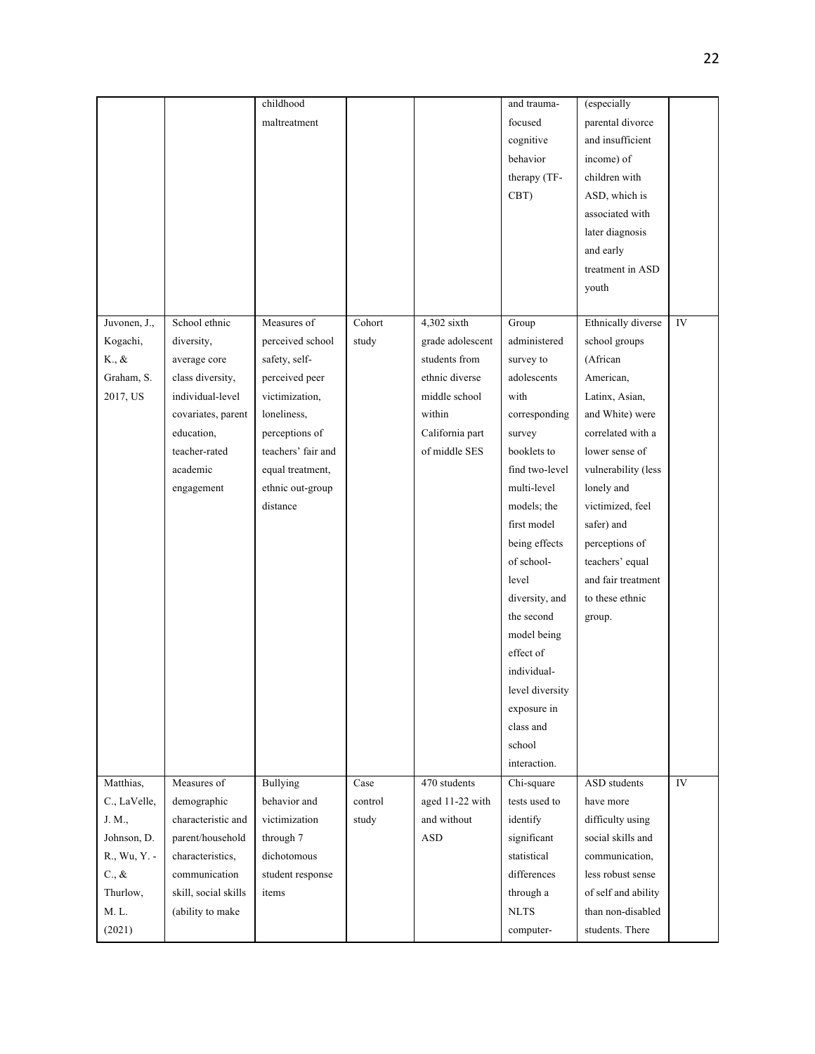|  |  | childhood maltreatment |  |  | and trauma-focused cognitive behavior therapy (TF-CBT) | (especially parental divorce and insufficient income) of children with ASD, which is associated with later diagnosis and early treatment in ASD youth |  |
|---|---|---|---|---|---|---|---|
| Juvonen, J., Kogachi, K., & Graham, S. 2017, US | School ethnic diversity, average core class diversity, individual-level covariates, parent education, teacher-rated academic engagement | Measures of perceived school safety, self-perceived peer victimization, loneliness, perceptions of teachers' fair and equal treatment, ethnic out-group distance | Cohort study | 4,302 sixth grade adolescent students from ethnic diverse middle school within California part of middle SES | Group administered survey to adolescents with corresponding survey booklets to find two-level multi-level models; the first model being effects of school-level diversity, and the second model being effect of individual-level diversity exposure in class and school interaction. | Ethnically diverse school groups (African American, Latinx, Asian, and White) were correlated with a lower sense of vulnerability (less lonely and victimized, feel safer) and perceptions of teachers' equal and fair treatment to these ethnic group. | IV |
| Matthias, C., LaVelle, J. M., Johnson, D. R., Wu, Y. -C., & Thurlow, M. L. (2021) | Measures of demographic characteristic and parent/household characteristics, communication skill, social skills (ability to make | Bullying behavior and victimization through 7 dichotomous student response items | Case control study | 470 students aged 11-22 with and without ASD | Chi-square tests used to identify significant statistical differences through a NLTS computer- | ASD students have more difficulty using social skills and communication, less robust sense of self and ability than non-disabled students. There | IV |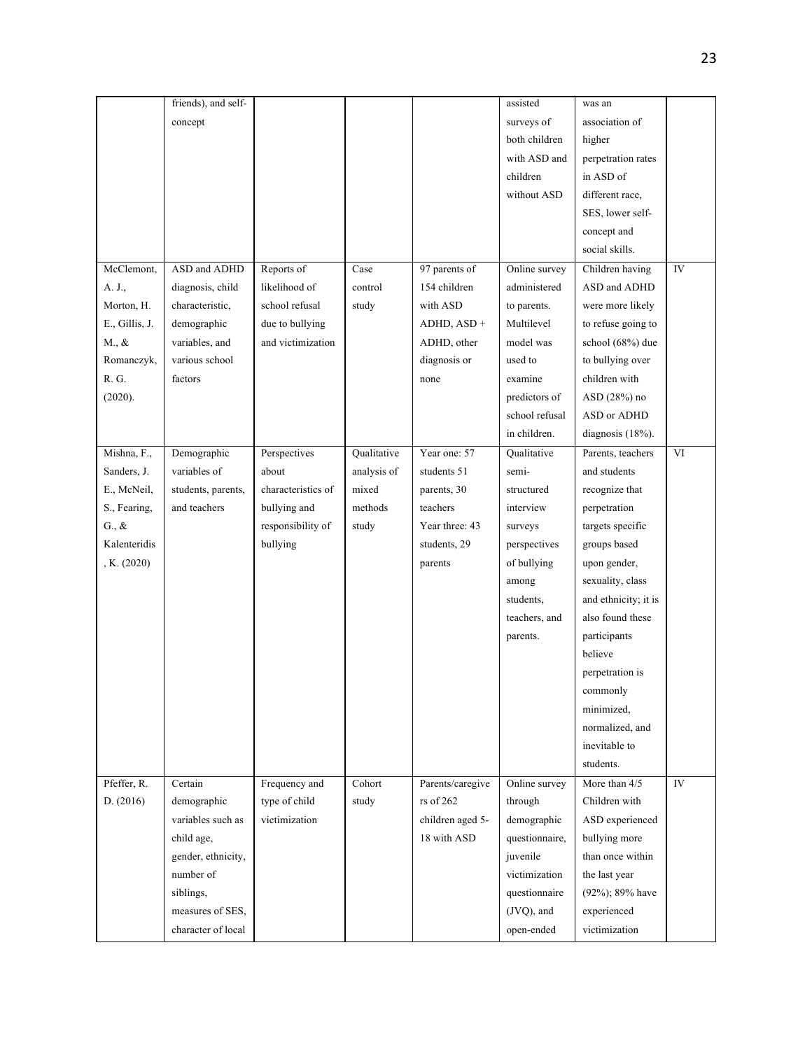|  | friends), and self-concept |  |  |  | assisted surveys of both children with ASD and children without ASD | was an association of higher perpetration rates in ASD of different race, SES, lower self-concept and social skills. |  |
|---|---|---|---|---|---|---|---|
| McClemont, A. J., Morton, H. E., Gillis, J. M., & Romanczyk, R. G. (2020). | ASD and ADHD diagnosis, child characteristic, demographic variables, and various school factors | Reports of likelihood of school refusal due to bullying and victimization | Case control study | 97 parents of 154 children with ASD ADHD, ASD + ADHD, other diagnosis or none | Online survey administered to parents. Multilevel model was used to examine predictors of school refusal in children. | Children having ASD and ADHD were more likely to refuse going to school (68%) due to bullying over children with ASD (28%) no ASD or ADHD diagnosis (18%). | IV |
| Mishna, F., Sanders, J. E., McNeil, S., Fearing, G., & Kalenteridis, K. (2020) | Demographic variables of students, parents, and teachers | Perspectives about characteristics of bullying and responsibility of bullying | Qualitative analysis of mixed methods study | Year one: 57 students 51 parents, 30 teachers Year three: 43 students, 29 parents | Qualitative semi-structured interview surveys perspectives of bullying among students, teachers, and parents. | Parents, teachers and students recognize that perpetration targets specific groups based upon gender, sexuality, class and ethnicity; it is also found these participants believe perpetration is commonly minimized, normalized, and inevitable to students. | VI |
| Pfeffer, R. D. (2016) | Certain demographic variables such as child age, gender, ethnicity, number of siblings, measures of SES, character of local | Frequency and type of child victimization | Cohort study | Parents/caregivers of 262 children aged 5-18 with ASD | Online survey through demographic questionnaire, juvenile victimization questionnaire (JVQ), and open-ended | More than 4/5 Children with ASD experienced bullying more than once within the last year (92%); 89% have experienced victimization | IV |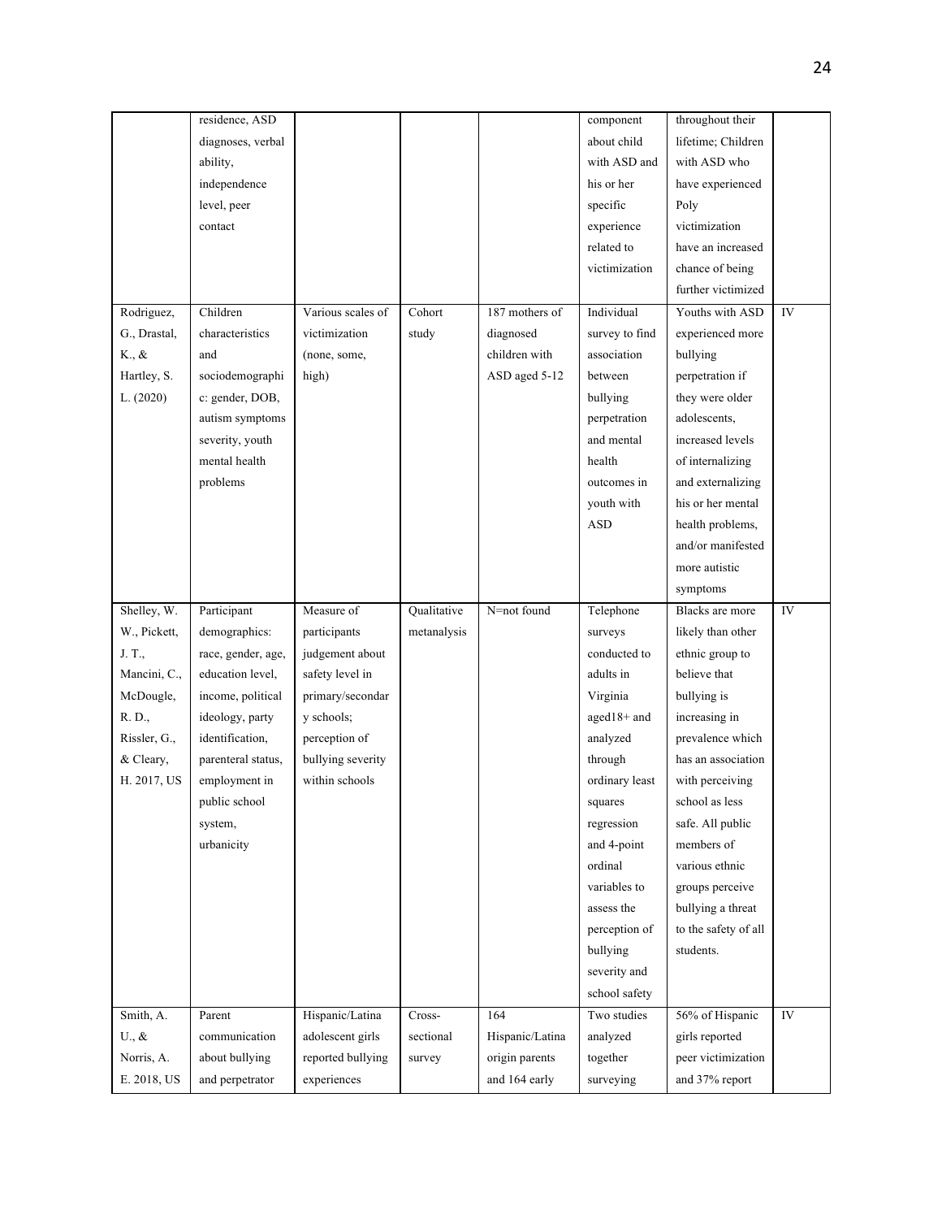| | | | | | | | |
|---|---|---|---|---|---|---|---|
| | residence, ASD diagnoses, verbal ability, independence level, peer contact | | | | component about child with ASD and his or her specific experience related to victimization | throughout their lifetime; Children with ASD who have experienced Poly victimization have an increased chance of being further victimized | |
| Rodriguez, G., Drastal, K., & Hartley, S. L. (2020) | Children characteristics and sociodemographic: gender, DOB, autism symptoms severity, youth mental health problems | Various scales of victimization (none, some, high) | Cohort study | 187 mothers of diagnosed children with ASD aged 5-12 | Individual survey to find association between bullying perpetration and mental health outcomes in youth with ASD | Youths with ASD experienced more bullying perpetration if they were older adolescents, increased levels of internalizing and externalizing his or her mental health problems, and/or manifested more autistic symptoms | IV |
| Shelley, W. W., Pickett, J. T., Mancini, C., McDougle, R. D., Rissler, G., & Cleary, H. 2017, US | Participant demographics: race, gender, age, education level, income, political ideology, party identification, parenteral status, employment in public school system, urbanicity | Measure of participants judgement about safety level in primary/secondary schools; perception of bullying severity within schools | Qualitative metanalysis | N=not found | Telephone surveys conducted to adults in Virginia aged18+ and analyzed through ordinary least squares regression and 4-point ordinal variables to assess the perception of bullying severity and school safety | Blacks are more likely than other ethnic group to believe that bullying is increasing in prevalence which has an association with perceiving school as less safe. All public members of various ethnic groups perceive bullying a threat to the safety of all students. | IV |
| Smith, A. U., & Norris, A. E. 2018, US | Parent communication about bullying and perpetrator | Hispanic/Latina adolescent girls reported bullying experiences | Cross-sectional survey | 164 Hispanic/Latina origin parents and 164 early | Two studies analyzed together surveying | 56% of Hispanic girls reported peer victimization and 37% report | IV |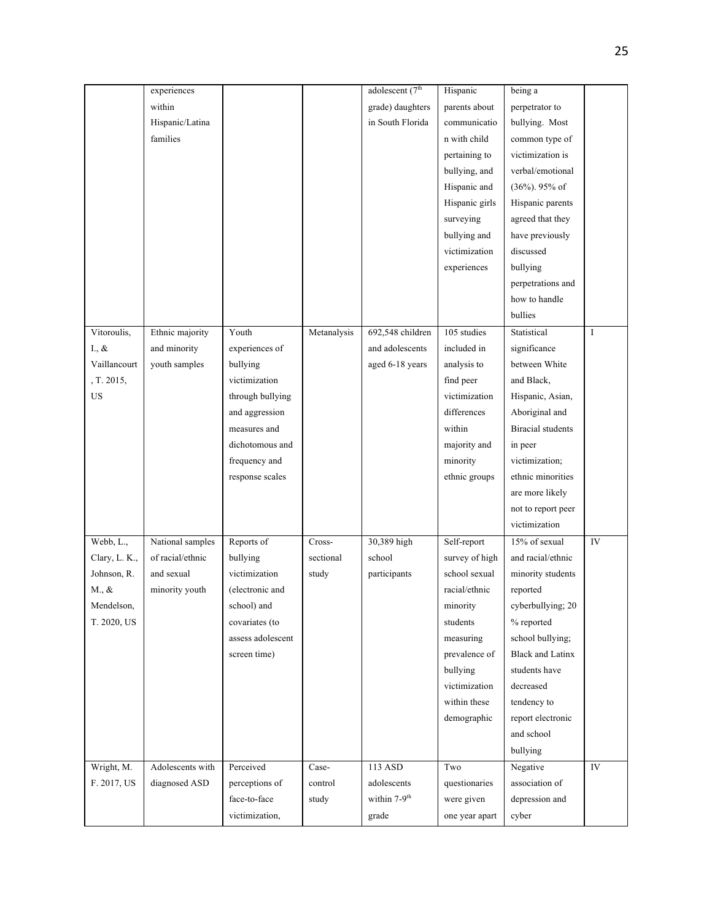| | experiences within Hispanic/Latina families | | | adolescent (7th grade) daughters in South Florida | Hispanic parents about communication with child pertaining to bullying, and Hispanic and Hispanic girls surveying bullying and victimization experiences | being a perpetrator to bullying. Most common type of victimization is verbal/emotional (36%). 95% of Hispanic parents agreed that they have previously discussed bullying perpetrations and how to handle bullies | |
|---|---|---|---|---|---|---|---|
| Vitoroulis, I., & Vaillancourt, T. 2015, US | Ethnic majority and minority youth samples | Youth experiences of bullying victimization through bullying and aggression measures and dichotomous and frequency and response scales | Metanalysis | 692,548 children and adolescents aged 6-18 years | 105 studies included in analysis to find peer victimization differences within majority and minority ethnic groups | Statistical significance between White and Black, Hispanic, Asian, Aboriginal and Biracial students in peer victimization; ethnic minorities are more likely not to report peer victimization | I |
| Webb, L., Clary, L. K., Johnson, R. M., & Mendelson, T. 2020, US | National samples of racial/ethnic and sexual minority youth | Reports of bullying victimization (electronic and school) and covariates (to assess adolescent screen time) | Cross-sectional study | 30,389 high school participants | Self-report survey of high school sexual racial/ethnic minority students measuring prevalence of bullying victimization within these demographic | 15% of sexual and racial/ethnic minority students reported cyberbullying; 20 % reported school bullying; Black and Latinx students have decreased tendency to report electronic and school bullying | IV |
| Wright, M. F. 2017, US | Adolescents with diagnosed ASD | Perceived perceptions of face-to-face victimization, | Case-control study | 113 ASD adolescents within 7-9th grade | Two questionaries were given one year apart | Negative association of depression and cyber | IV |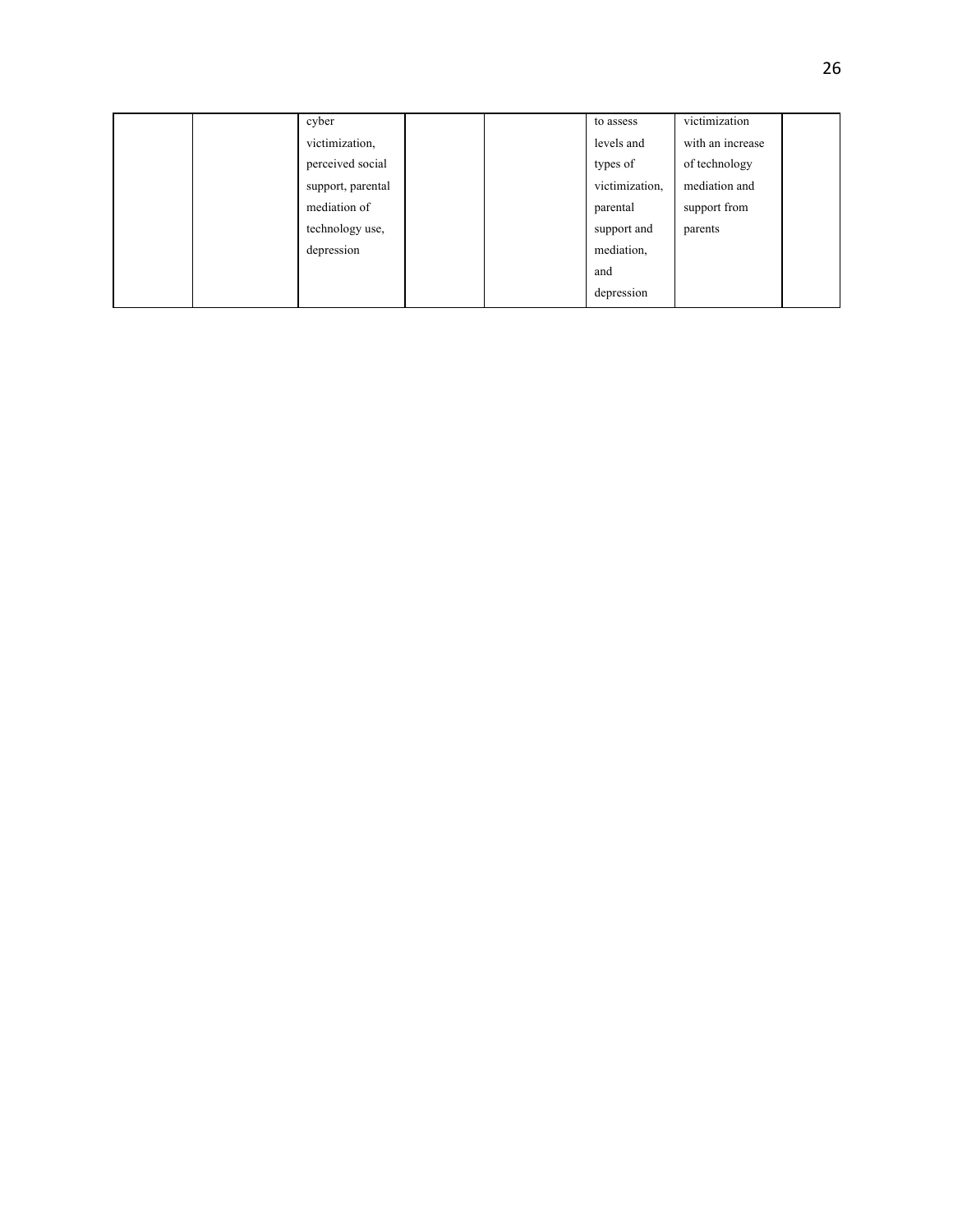|  |  |  |  |  |  |  |  |
|---|---|---|---|---|---|---|---|
|  |  | cyber victimization, perceived social support, parental mediation of technology use, depression |  |  | to assess levels and types of victimization, parental support and mediation, and depression | victimization with an increase of technology mediation and support from parents |  |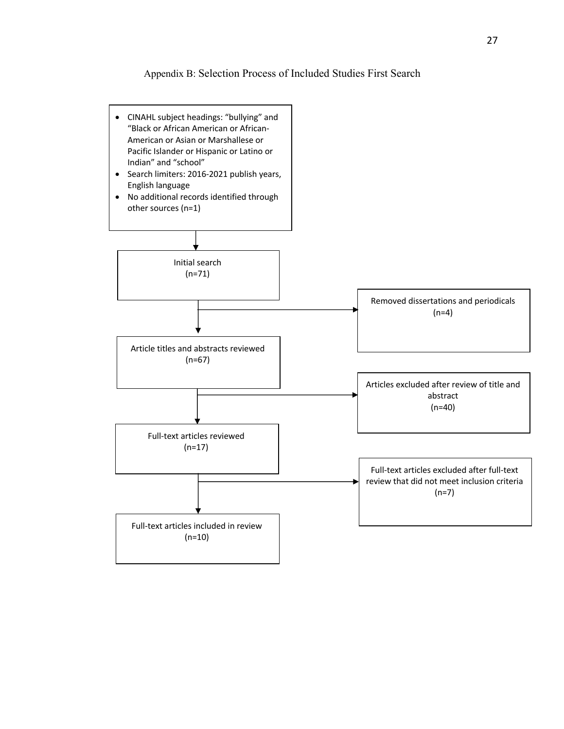Appendix B: Selection Process of Included Studies First Search

- CINAHL subject headings: "bullying" and "Black or African American or African-American or Asian or Marshallese or Pacific Islander or Hispanic or Latino or Indian" and "school"
- Search limiters: 2016-2021 publish years, English language
- No additional records identified through other sources (n=1)

↓

Initial search (n=71)

→ Removed dissertations and periodicals (n=4)

↓

Article titles and abstracts reviewed (n=67)

→ Articles excluded after review of title and abstract (n=40)

↓

Full-text articles reviewed (n=17)

→ Full-text articles excluded after full-text review that did not meet inclusion criteria (n=7)

↓

Full-text articles included in review (n=10)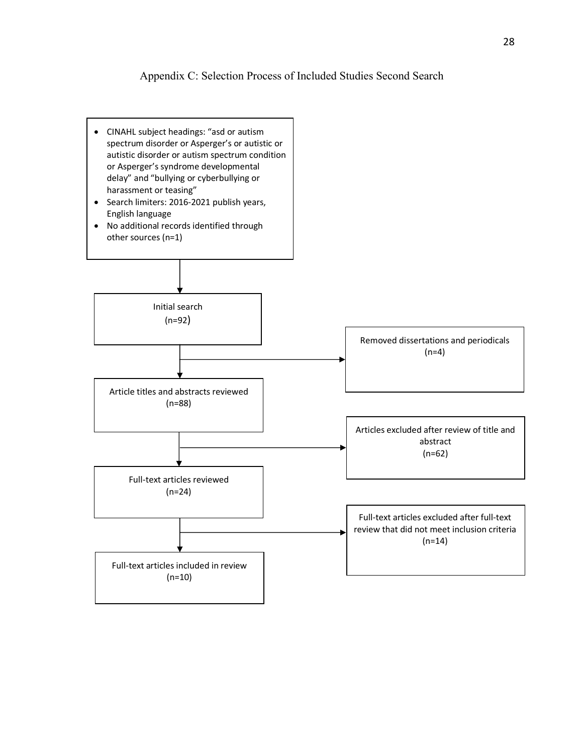# Appendix C: Selection Process of Included Studies Second Search

- CINAHL subject headings: "asd or autism spectrum disorder or Asperger's or autistic or autistic disorder or autism spectrum condition or Asperger's syndrome developmental delay" and "bullying or cyberbullying or harassment or teasing"
- Search limiters: 2016-2021 publish years, English language
- No additional records identified through other sources (n=1)

Initial search
(n=92)

Removed dissertations and periodicals
(n=4)

Article titles and abstracts reviewed
(n=88)

Articles excluded after review of title and abstract
(n=62)

Full-text articles reviewed
(n=24)

Full-text articles excluded after full-text review that did not meet inclusion criteria
(n=14)

Full-text articles included in review
(n=10)